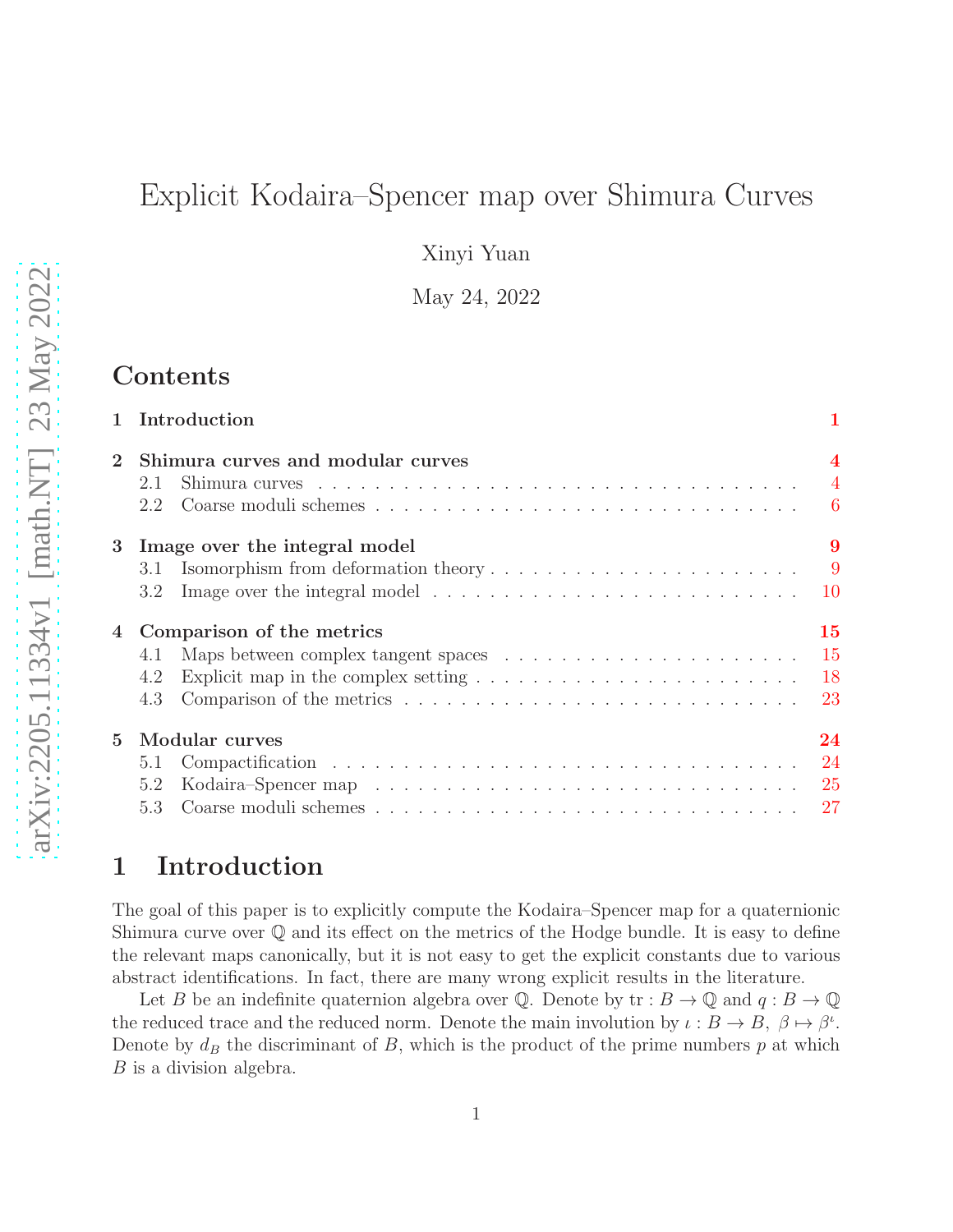# Explicit Kodaira–Spencer map over Shimura Curves

Xinyi Yuan

May 24, 2022

## Contents

1 Introduction 1

2 Shimura curves and modular curves 4
- 2.1 Shimura curves 4
- 2.2 Coarse moduli schemes 6

3 Image over the integral model 9
- 3.1 Isomorphism from deformation theory 9
- 3.2 Image over the integral model 10

4 Comparison of the metrics 15
- 4.1 Maps between complex tangent spaces 15
- 4.2 Explicit map in the complex setting 18
- 4.3 Comparison of the metrics 23

5 Modular curves 24
- 5.1 Compactification 24
- 5.2 Kodaira–Spencer map 25
- 5.3 Coarse moduli schemes 27

## 1 Introduction

The goal of this paper is to explicitly compute the Kodaira–Spencer map for a quaternionic Shimura curve over $\mathbb{Q}$ and its effect on the metrics of the Hodge bundle. It is easy to define the relevant maps canonically, but it is not easy to get the explicit constants due to various abstract identifications. In fact, there are many wrong explicit results in the literature.

Let $B$ be an indefinite quaternion algebra over $\mathbb{Q}$. Denote by $\mathrm{tr} : B \to \mathbb{Q}$ and $q : B \to \mathbb{Q}$ the reduced trace and the reduced norm. Denote the main involution by $\iota : B \to B,\ \beta \mapsto \beta^\iota$. Denote by $d_B$ the discriminant of $B$, which is the product of the prime numbers $p$ at which $B$ is a division algebra.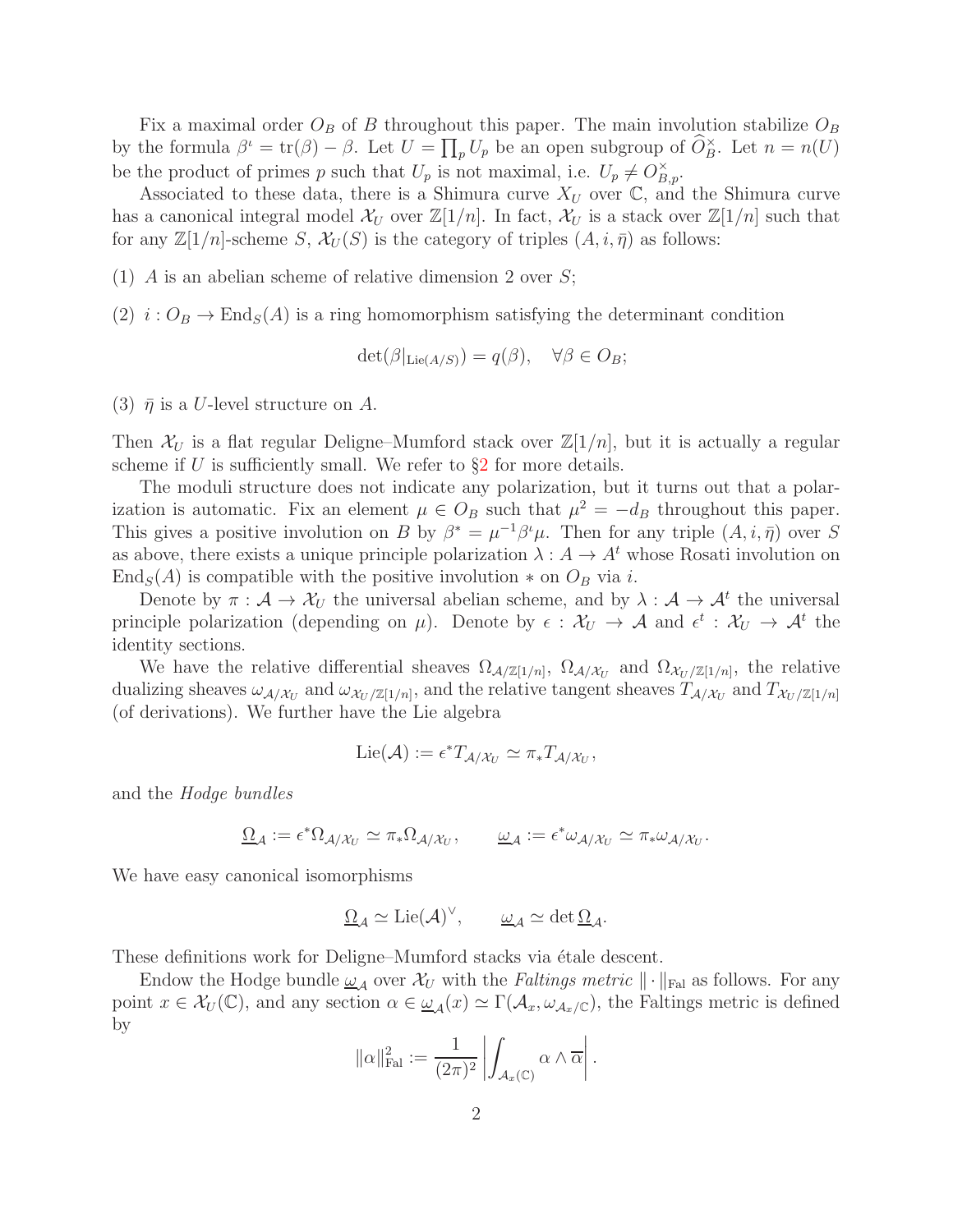Fix a maximal order $O_B$ of $B$ throughout this paper. The main involution stabilize $O_B$ by the formula $\beta^\iota = \mathrm{tr}(\beta) - \beta$. Let $U = \prod_p U_p$ be an open subgroup of $\widehat{O}_B^\times$. Let $n = n(U)$ be the product of primes $p$ such that $U_p$ is not maximal, i.e. $U_p \neq O_{B,p}^\times$.

Associated to these data, there is a Shimura curve $X_U$ over $\mathbb{C}$, and the Shimura curve has a canonical integral model $\mathcal{X}_U$ over $\mathbb{Z}[1/n]$. In fact, $\mathcal{X}_U$ is a stack over $\mathbb{Z}[1/n]$ such that for any $\mathbb{Z}[1/n]$-scheme $S$, $\mathcal{X}_U(S)$ is the category of triples $(A, i, \bar{\eta})$ as follows:

(1) $A$ is an abelian scheme of relative dimension 2 over $S$;

(2) $i : O_B \to \mathrm{End}_S(A)$ is a ring homomorphism satisfying the determinant condition

$$\det(\beta|_{\mathrm{Lie}(A/S)}) = q(\beta), \quad \forall \beta \in O_B;$$

(3) $\bar{\eta}$ is a $U$-level structure on $A$.

Then $\mathcal{X}_U$ is a flat regular Deligne–Mumford stack over $\mathbb{Z}[1/n]$, but it is actually a regular scheme if $U$ is sufficiently small. We refer to §2 for more details.

The moduli structure does not indicate any polarization, but it turns out that a polarization is automatic. Fix an element $\mu \in O_B$ such that $\mu^2 = -d_B$ throughout this paper. This gives a positive involution on $B$ by $\beta^* = \mu^{-1}\beta^\iota\mu$. Then for any triple $(A, i, \bar{\eta})$ over $S$ as above, there exists a unique principle polarization $\lambda : A \to A^t$ whose Rosati involution on $\mathrm{End}_S(A)$ is compatible with the positive involution $*$ on $O_B$ via $i$.

Denote by $\pi : \mathcal{A} \to \mathcal{X}_U$ the universal abelian scheme, and by $\lambda : \mathcal{A} \to \mathcal{A}^t$ the universal principle polarization (depending on $\mu$). Denote by $\epsilon : \mathcal{X}_U \to \mathcal{A}$ and $\epsilon^t : \mathcal{X}_U \to \mathcal{A}^t$ the identity sections.

We have the relative differential sheaves $\Omega_{\mathcal{A}/\mathbb{Z}[1/n]}$, $\Omega_{\mathcal{A}/\mathcal{X}_U}$ and $\Omega_{\mathcal{X}_U/\mathbb{Z}[1/n]}$, the relative dualizing sheaves $\omega_{\mathcal{A}/\mathcal{X}_U}$ and $\omega_{\mathcal{X}_U/\mathbb{Z}[1/n]}$, and the relative tangent sheaves $T_{\mathcal{A}/\mathcal{X}_U}$ and $T_{\mathcal{X}_U/\mathbb{Z}[1/n]}$ (of derivations). We further have the Lie algebra

$$\mathrm{Lie}(\mathcal{A}) := \epsilon^* T_{\mathcal{A}/\mathcal{X}_U} \simeq \pi_* T_{\mathcal{A}/\mathcal{X}_U},$$

and the *Hodge bundles*

$$\underline{\Omega}_{\mathcal{A}} := \epsilon^* \Omega_{\mathcal{A}/\mathcal{X}_U} \simeq \pi_* \Omega_{\mathcal{A}/\mathcal{X}_U}, \qquad \underline{\omega}_{\mathcal{A}} := \epsilon^* \omega_{\mathcal{A}/\mathcal{X}_U} \simeq \pi_* \omega_{\mathcal{A}/\mathcal{X}_U}.$$

We have easy canonical isomorphisms

$$\underline{\Omega}_{\mathcal{A}} \simeq \mathrm{Lie}(\mathcal{A})^\vee, \qquad \underline{\omega}_{\mathcal{A}} \simeq \det \underline{\Omega}_{\mathcal{A}}.$$

These definitions work for Deligne–Mumford stacks via étale descent.

Endow the Hodge bundle $\underline{\omega}_{\mathcal{A}}$ over $\mathcal{X}_U$ with the *Faltings metric* $\|\cdot\|_{\mathrm{Fal}}$ as follows. For any point $x \in \mathcal{X}_U(\mathbb{C})$, and any section $\alpha \in \underline{\omega}_{\mathcal{A}}(x) \simeq \Gamma(\mathcal{A}_x, \omega_{\mathcal{A}_x/\mathbb{C}})$, the Faltings metric is defined by

$$\|\alpha\|_{\mathrm{Fal}}^2 := \frac{1}{(2\pi)^2} \left| \int_{\mathcal{A}_x(\mathbb{C})} \alpha \wedge \overline{\alpha} \right|.$$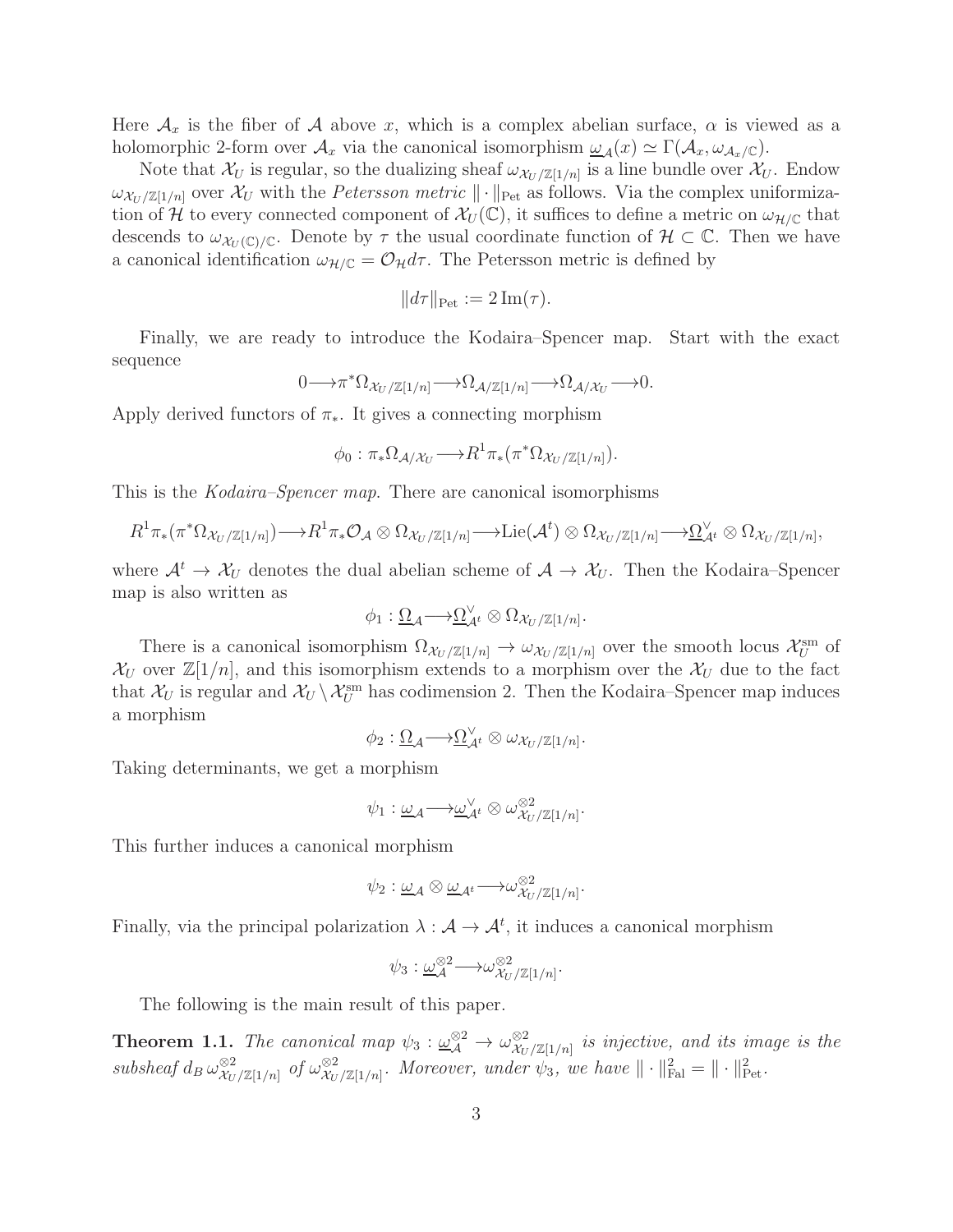Here $\mathcal{A}_x$ is the fiber of $\mathcal{A}$ above $x$, which is a complex abelian surface, $\alpha$ is viewed as a holomorphic 2-form over $\mathcal{A}_x$ via the canonical isomorphism $\underline{\omega}_{\mathcal{A}}(x) \simeq \Gamma(\mathcal{A}_x, \omega_{\mathcal{A}_x/\mathbb{C}})$.

Note that $\mathcal{X}_U$ is regular, so the dualizing sheaf $\omega_{\mathcal{X}_U/\mathbb{Z}[1/n]}$ is a line bundle over $\mathcal{X}_U$. Endow $\omega_{\mathcal{X}_U/\mathbb{Z}[1/n]}$ over $\mathcal{X}_U$ with the *Petersson metric* $\|\cdot\|_{\mathrm{Pet}}$ as follows. Via the complex uniformization of $\mathcal{H}$ to every connected component of $\mathcal{X}_U(\mathbb{C})$, it suffices to define a metric on $\omega_{\mathcal{H}/\mathbb{C}}$ that descends to $\omega_{\mathcal{X}_U(\mathbb{C})/\mathbb{C}}$. Denote by $\tau$ the usual coordinate function of $\mathcal{H} \subset \mathbb{C}$. Then we have a canonical identification $\omega_{\mathcal{H}/\mathbb{C}} = \mathcal{O}_{\mathcal{H}} d\tau$. The Petersson metric is defined by

$$\|d\tau\|_{\mathrm{Pet}} := 2\,\mathrm{Im}(\tau).$$

Finally, we are ready to introduce the Kodaira–Spencer map. Start with the exact sequence

$$0 \longrightarrow \pi^*\Omega_{\mathcal{X}_U/\mathbb{Z}[1/n]} \longrightarrow \Omega_{\mathcal{A}/\mathbb{Z}[1/n]} \longrightarrow \Omega_{\mathcal{A}/\mathcal{X}_U} \longrightarrow 0.$$

Apply derived functors of $\pi_*$. It gives a connecting morphism

$$\phi_0 : \pi_*\Omega_{\mathcal{A}/\mathcal{X}_U} \longrightarrow R^1\pi_*(\pi^*\Omega_{\mathcal{X}_U/\mathbb{Z}[1/n]}).$$

This is the *Kodaira–Spencer map*. There are canonical isomorphisms

$$R^1\pi_*(\pi^*\Omega_{\mathcal{X}_U/\mathbb{Z}[1/n]}) \longrightarrow R^1\pi_*\mathcal{O}_{\mathcal{A}} \otimes \Omega_{\mathcal{X}_U/\mathbb{Z}[1/n]} \longrightarrow \mathrm{Lie}(\mathcal{A}^t) \otimes \Omega_{\mathcal{X}_U/\mathbb{Z}[1/n]} \longrightarrow \underline{\Omega}_{\mathcal{A}^t}^\vee \otimes \Omega_{\mathcal{X}_U/\mathbb{Z}[1/n]},$$

where $\mathcal{A}^t \to \mathcal{X}_U$ denotes the dual abelian scheme of $\mathcal{A} \to \mathcal{X}_U$. Then the Kodaira–Spencer map is also written as

$$\phi_1 : \underline{\Omega}_{\mathcal{A}} \longrightarrow \underline{\Omega}_{\mathcal{A}^t}^\vee \otimes \Omega_{\mathcal{X}_U/\mathbb{Z}[1/n]}.$$

There is a canonical isomorphism $\Omega_{\mathcal{X}_U/\mathbb{Z}[1/n]} \to \omega_{\mathcal{X}_U/\mathbb{Z}[1/n]}$ over the smooth locus $\mathcal{X}_U^{\mathrm{sm}}$ of $\mathcal{X}_U$ over $\mathbb{Z}[1/n]$, and this isomorphism extends to a morphism over the $\mathcal{X}_U$ due to the fact that $\mathcal{X}_U$ is regular and $\mathcal{X}_U \setminus \mathcal{X}_U^{\mathrm{sm}}$ has codimension 2. Then the Kodaira–Spencer map induces a morphism

$$\phi_2 : \underline{\Omega}_{\mathcal{A}} \longrightarrow \underline{\Omega}_{\mathcal{A}^t}^\vee \otimes \omega_{\mathcal{X}_U/\mathbb{Z}[1/n]}.$$

Taking determinants, we get a morphism

$$\psi_1 : \underline{\omega}_{\mathcal{A}} \longrightarrow \underline{\omega}_{\mathcal{A}^t}^\vee \otimes \omega_{\mathcal{X}_U/\mathbb{Z}[1/n]}^{\otimes 2}.$$

This further induces a canonical morphism

$$\psi_2 : \underline{\omega}_{\mathcal{A}} \otimes \underline{\omega}_{\mathcal{A}^t} \longrightarrow \omega_{\mathcal{X}_U/\mathbb{Z}[1/n]}^{\otimes 2}.$$

Finally, via the principal polarization $\lambda : \mathcal{A} \to \mathcal{A}^t$, it induces a canonical morphism

$$\psi_3 : \underline{\omega}_{\mathcal{A}}^{\otimes 2} \longrightarrow \omega_{\mathcal{X}_U/\mathbb{Z}[1/n]}^{\otimes 2}.$$

The following is the main result of this paper.

**Theorem 1.1.** *The canonical map $\psi_3 : \underline{\omega}_{\mathcal{A}}^{\otimes 2} \to \omega_{\mathcal{X}_U/\mathbb{Z}[1/n]}^{\otimes 2}$ is injective, and its image is the subsheaf $d_B\, \omega_{\mathcal{X}_U/\mathbb{Z}[1/n]}^{\otimes 2}$ of $\omega_{\mathcal{X}_U/\mathbb{Z}[1/n]}^{\otimes 2}$. Moreover, under $\psi_3$, we have $\|\cdot\|_{\mathrm{Fal}}^2 = \|\cdot\|_{\mathrm{Pet}}^2$.*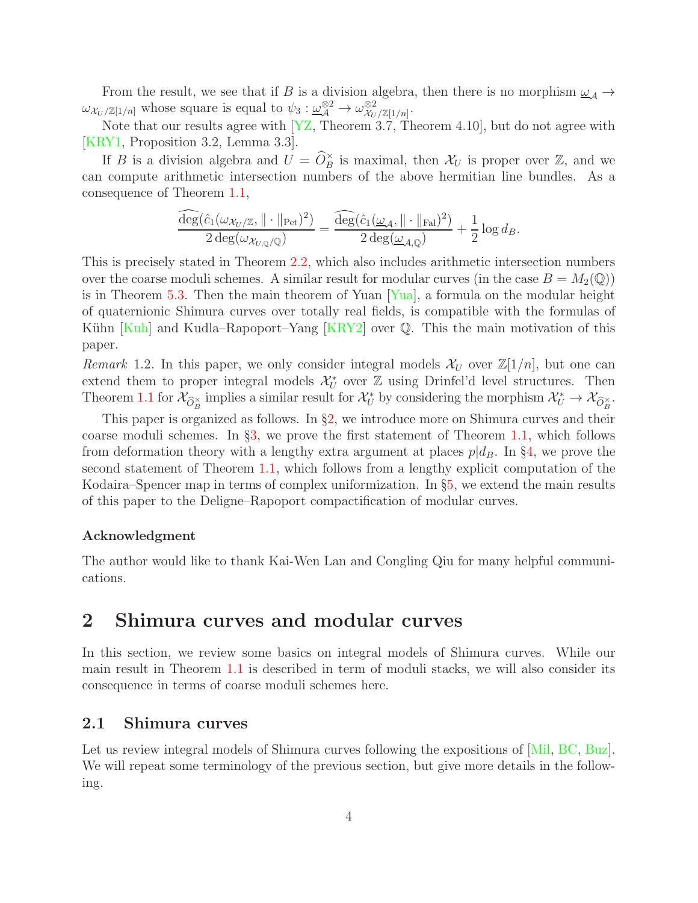From the result, we see that if $B$ is a division algebra, then there is no morphism $\underline{\omega}_{\mathcal{A}} \to \omega_{\mathcal{X}_U/\mathbb{Z}[1/n]}$ whose square is equal to $\psi_3 : \underline{\omega}_{\mathcal{A}}^{\otimes 2} \to \omega_{\mathcal{X}_U/\mathbb{Z}[1/n]}^{\otimes 2}$.

Note that our results agree with [YZ, Theorem 3.7, Theorem 4.10], but do not agree with [KRY1, Proposition 3.2, Lemma 3.3].

If $B$ is a division algebra and $U = \widehat{O}_B^\times$ is maximal, then $\mathcal{X}_U$ is proper over $\mathbb{Z}$, and we can compute arithmetic intersection numbers of the above hermitian line bundles. As a consequence of Theorem 1.1,

$$\frac{\widehat{\deg}(\hat{c}_1(\omega_{\mathcal{X}_U/\mathbb{Z}}, \|\cdot\|_{\mathrm{Pet}})^2)}{2\deg(\omega_{\mathcal{X}_{U,\mathbb{Q}}/\mathbb{Q}})} = \frac{\widehat{\deg}(\hat{c}_1(\underline{\omega}_{\mathcal{A}}, \|\cdot\|_{\mathrm{Fal}})^2)}{2\deg(\underline{\omega}_{\mathcal{A},\mathbb{Q}})} + \frac{1}{2}\log d_B.$$

This is precisely stated in Theorem 2.2, which also includes arithmetic intersection numbers over the coarse moduli schemes. A similar result for modular curves (in the case $B = M_2(\mathbb{Q})$) is in Theorem 5.3. Then the main theorem of Yuan [Yua], a formula on the modular height of quaternionic Shimura curves over totally real fields, is compatible with the formulas of Kühn [Kuh] and Kudla–Rapoport–Yang [KRY2] over $\mathbb{Q}$. This the main motivation of this paper.

*Remark* 1.2. In this paper, we only consider integral models $\mathcal{X}_U$ over $\mathbb{Z}[1/n]$, but one can extend them to proper integral models $\mathcal{X}_U^*$ over $\mathbb{Z}$ using Drinfel'd level structures. Then Theorem 1.1 for $\mathcal{X}_{\widehat{O}_B^\times}$ implies a similar result for $\mathcal{X}_U^*$ by considering the morphism $\mathcal{X}_U^* \to \mathcal{X}_{\widehat{O}_B^\times}$.

This paper is organized as follows. In §2, we introduce more on Shimura curves and their coarse moduli schemes. In §3, we prove the first statement of Theorem 1.1, which follows from deformation theory with a lengthy extra argument at places $p|d_B$. In §4, we prove the second statement of Theorem 1.1, which follows from a lengthy explicit computation of the Kodaira–Spencer map in terms of complex uniformization. In §5, we extend the main results of this paper to the Deligne–Rapoport compactification of modular curves.

### Acknowledgment

The author would like to thank Kai-Wen Lan and Congling Qiu for many helpful communications.

# 2 Shimura curves and modular curves

In this section, we review some basics on integral models of Shimura curves. While our main result in Theorem 1.1 is described in term of moduli stacks, we will also consider its consequence in terms of coarse moduli schemes here.

## 2.1 Shimura curves

Let us review integral models of Shimura curves following the expositions of [Mil, BC, Buz]. We will repeat some terminology of the previous section, but give more details in the following.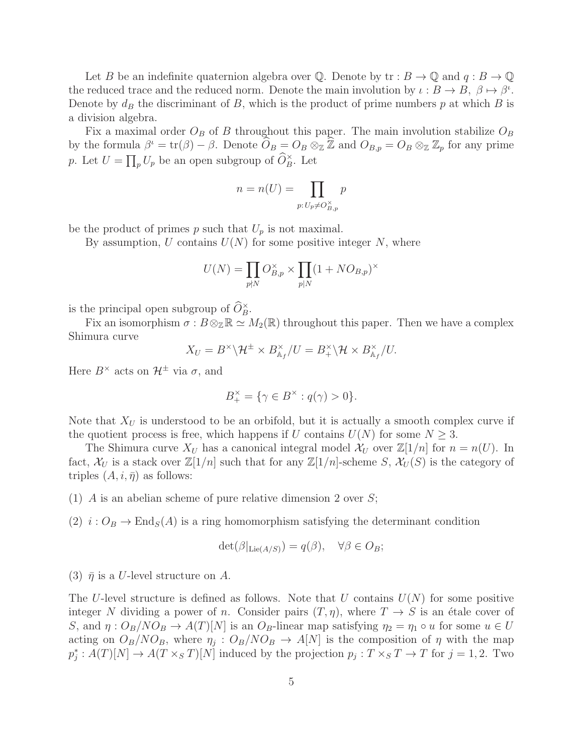Let $B$ be an indefinite quaternion algebra over $\mathbb{Q}$. Denote by $\mathrm{tr}: B \to \mathbb{Q}$ and $q: B \to \mathbb{Q}$ the reduced trace and the reduced norm. Denote the main involution by $\iota: B \to B,\ \beta \mapsto \beta^\iota$. Denote by $d_B$ the discriminant of $B$, which is the product of prime numbers $p$ at which $B$ is a division algebra.

Fix a maximal order $O_B$ of $B$ throughout this paper. The main involution stabilize $O_B$ by the formula $\beta^\iota = \mathrm{tr}(\beta) - \beta$. Denote $\widehat{O}_B = O_B \otimes_{\mathbb{Z}} \widehat{\mathbb{Z}}$ and $O_{B,p} = O_B \otimes_{\mathbb{Z}} \mathbb{Z}_p$ for any prime $p$. Let $U = \prod_p U_p$ be an open subgroup of $\widehat{O}_B^\times$. Let

$$n = n(U) = \prod_{p:\, U_p \neq O_{B,p}^\times} p$$

be the product of primes $p$ such that $U_p$ is not maximal.

By assumption, $U$ contains $U(N)$ for some positive integer $N$, where

$$U(N) = \prod_{p \nmid N} O_{B,p}^\times \times \prod_{p \mid N} (1 + N O_{B,p})^\times$$

is the principal open subgroup of $\widehat{O}_B^\times$.

Fix an isomorphism $\sigma: B \otimes_{\mathbb{Z}} \mathbb{R} \simeq M_2(\mathbb{R})$ throughout this paper. Then we have a complex Shimura curve

$$X_U = B^\times \backslash \mathcal{H}^\pm \times B_{\mathbb{A}_f}^\times / U = B_+^\times \backslash \mathcal{H} \times B_{\mathbb{A}_f}^\times / U.$$

Here $B^\times$ acts on $\mathcal{H}^\pm$ via $\sigma$, and

$$B_+^\times = \{\gamma \in B^\times : q(\gamma) > 0\}.$$

Note that $X_U$ is understood to be an orbifold, but it is actually a smooth complex curve if the quotient process is free, which happens if $U$ contains $U(N)$ for some $N \geq 3$.

The Shimura curve $X_U$ has a canonical integral model $\mathcal{X}_U$ over $\mathbb{Z}[1/n]$ for $n = n(U)$. In fact, $\mathcal{X}_U$ is a stack over $\mathbb{Z}[1/n]$ such that for any $\mathbb{Z}[1/n]$-scheme $S$, $\mathcal{X}_U(S)$ is the category of triples $(A, i, \bar{\eta})$ as follows:

(1) $A$ is an abelian scheme of pure relative dimension 2 over $S$;

(2) $i: O_B \to \mathrm{End}_S(A)$ is a ring homomorphism satisfying the determinant condition

$$\det(\beta|_{\mathrm{Lie}(A/S)}) = q(\beta), \quad \forall \beta \in O_B;$$

(3) $\bar{\eta}$ is a $U$-level structure on $A$.

The $U$-level structure is defined as follows. Note that $U$ contains $U(N)$ for some positive integer $N$ dividing a power of $n$. Consider pairs $(T, \eta)$, where $T \to S$ is an étale cover of $S$, and $\eta: O_B/NO_B \to A(T)[N]$ is an $O_B$-linear map satisfying $\eta_2 = \eta_1 \circ u$ for some $u \in U$ acting on $O_B/NO_B$, where $\eta_j : O_B/NO_B \to A[N]$ is the composition of $\eta$ with the map $p_j^*: A(T)[N] \to A(T \times_S T)[N]$ induced by the projection $p_j: T \times_S T \to T$ for $j = 1, 2$. Two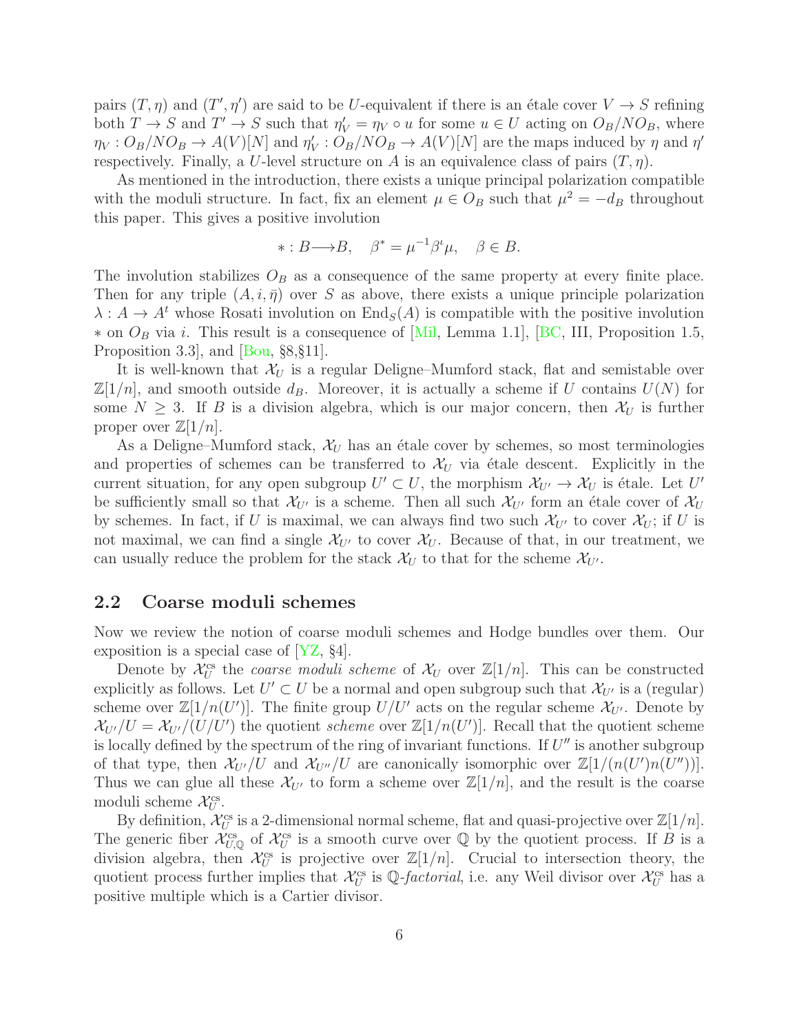pairs $(T, \eta)$ and $(T', \eta')$ are said to be $U$-equivalent if there is an étale cover $V \to S$ refining both $T \to S$ and $T' \to S$ such that $\eta'_V = \eta_V \circ u$ for some $u \in U$ acting on $O_B/NO_B$, where $\eta_V : O_B/NO_B \to A(V)[N]$ and $\eta'_V : O_B/NO_B \to A(V)[N]$ are the maps induced by $\eta$ and $\eta'$ respectively. Finally, a $U$-level structure on $A$ is an equivalence class of pairs $(T, \eta)$.

As mentioned in the introduction, there exists a unique principal polarization compatible with the moduli structure. In fact, fix an element $\mu \in O_B$ such that $\mu^2 = -d_B$ throughout this paper. This gives a positive involution

$$* : B \longrightarrow B, \quad \beta^* = \mu^{-1}\beta^\iota\mu, \quad \beta \in B.$$

The involution stabilizes $O_B$ as a consequence of the same property at every finite place. Then for any triple $(A, i, \bar{\eta})$ over $S$ as above, there exists a unique principle polarization $\lambda : A \to A^t$ whose Rosati involution on $\mathrm{End}_S(A)$ is compatible with the positive involution $*$ on $O_B$ via $i$. This result is a consequence of [Mil, Lemma 1.1], [BC, III, Proposition 1.5, Proposition 3.3], and [Bou, §8,§11].

It is well-known that $\mathcal{X}_U$ is a regular Deligne–Mumford stack, flat and semistable over $\mathbb{Z}[1/n]$, and smooth outside $d_B$. Moreover, it is actually a scheme if $U$ contains $U(N)$ for some $N \geq 3$. If $B$ is a division algebra, which is our major concern, then $\mathcal{X}_U$ is further proper over $\mathbb{Z}[1/n]$.

As a Deligne–Mumford stack, $\mathcal{X}_U$ has an étale cover by schemes, so most terminologies and properties of schemes can be transferred to $\mathcal{X}_U$ via étale descent. Explicitly in the current situation, for any open subgroup $U' \subset U$, the morphism $\mathcal{X}_{U'} \to \mathcal{X}_U$ is étale. Let $U'$ be sufficiently small so that $\mathcal{X}_{U'}$ is a scheme. Then all such $\mathcal{X}_{U'}$ form an étale cover of $\mathcal{X}_U$ by schemes. In fact, if $U$ is maximal, we can always find two such $\mathcal{X}_{U'}$ to cover $\mathcal{X}_U$; if $U$ is not maximal, we can find a single $\mathcal{X}_{U'}$ to cover $\mathcal{X}_U$. Because of that, in our treatment, we can usually reduce the problem for the stack $\mathcal{X}_U$ to that for the scheme $\mathcal{X}_{U'}$.

## 2.2 Coarse moduli schemes

Now we review the notion of coarse moduli schemes and Hodge bundles over them. Our exposition is a special case of [YZ, §4].

Denote by $\mathcal{X}_U^{\mathrm{cs}}$ the *coarse moduli scheme* of $\mathcal{X}_U$ over $\mathbb{Z}[1/n]$. This can be constructed explicitly as follows. Let $U' \subset U$ be a normal and open subgroup such that $\mathcal{X}_{U'}$ is a (regular) scheme over $\mathbb{Z}[1/n(U')]$. The finite group $U/U'$ acts on the regular scheme $\mathcal{X}_{U'}$. Denote by $\mathcal{X}_{U'}/U = \mathcal{X}_{U'}/(U/U')$ the quotient *scheme* over $\mathbb{Z}[1/n(U')]$. Recall that the quotient scheme is locally defined by the spectrum of the ring of invariant functions. If $U''$ is another subgroup of that type, then $\mathcal{X}_{U'}/U$ and $\mathcal{X}_{U''}/U$ are canonically isomorphic over $\mathbb{Z}[1/(n(U')n(U''))]$. Thus we can glue all these $\mathcal{X}_{U'}$ to form a scheme over $\mathbb{Z}[1/n]$, and the result is the coarse moduli scheme $\mathcal{X}_U^{\mathrm{cs}}$.

By definition, $\mathcal{X}_U^{\mathrm{cs}}$ is a 2-dimensional normal scheme, flat and quasi-projective over $\mathbb{Z}[1/n]$. The generic fiber $\mathcal{X}_{U,\mathbb{Q}}^{\mathrm{cs}}$ of $\mathcal{X}_U^{\mathrm{cs}}$ is a smooth curve over $\mathbb{Q}$ by the quotient process. If $B$ is a division algebra, then $\mathcal{X}_U^{\mathrm{cs}}$ is projective over $\mathbb{Z}[1/n]$. Crucial to intersection theory, the quotient process further implies that $\mathcal{X}_U^{\mathrm{cs}}$ is $\mathbb{Q}$-*factorial*, i.e. any Weil divisor over $\mathcal{X}_U^{\mathrm{cs}}$ has a positive multiple which is a Cartier divisor.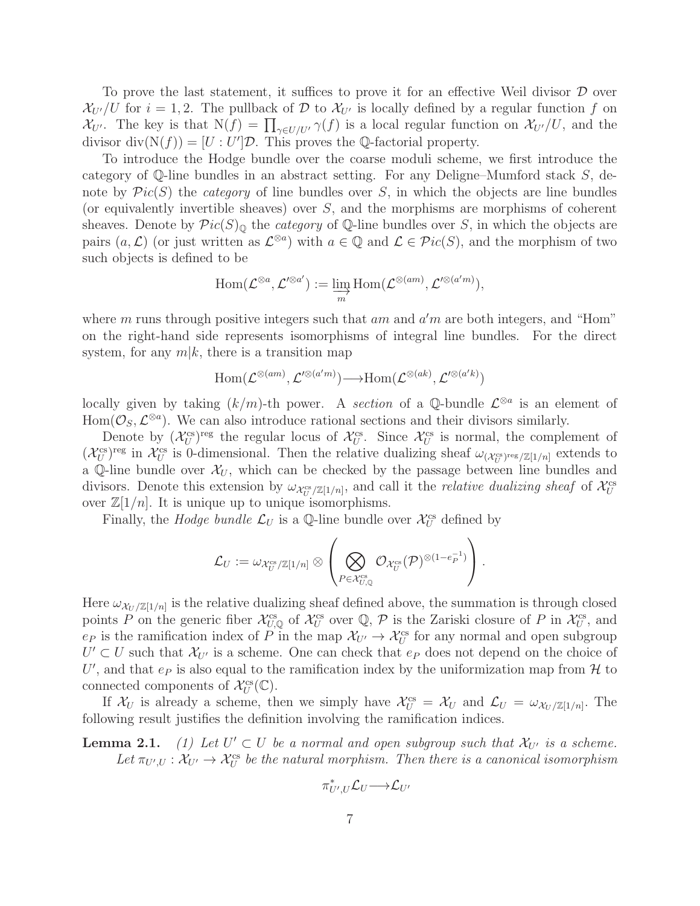To prove the last statement, it suffices to prove it for an effective Weil divisor $\mathcal{D}$ over $\mathcal{X}_{U'}/U$ for $i = 1, 2$. The pullback of $\mathcal{D}$ to $\mathcal{X}_{U'}$ is locally defined by a regular function $f$ on $\mathcal{X}_{U'}$. The key is that $\mathrm{N}(f) = \prod_{\gamma \in U/U'} \gamma(f)$ is a local regular function on $\mathcal{X}_{U'}/U$, and the divisor $\mathrm{div}(\mathrm{N}(f)) = [U : U']\mathcal{D}$. This proves the $\mathbb{Q}$-factorial property.

To introduce the Hodge bundle over the coarse moduli scheme, we first introduce the category of $\mathbb{Q}$-line bundles in an abstract setting. For any Deligne–Mumford stack $S$, denote by $\mathcal{P}ic(S)$ the *category* of line bundles over $S$, in which the objects are line bundles (or equivalently invertible sheaves) over $S$, and the morphisms are morphisms of coherent sheaves. Denote by $\mathcal{P}ic(S)_\mathbb{Q}$ the *category* of $\mathbb{Q}$-line bundles over $S$, in which the objects are pairs $(a, \mathcal{L})$ (or just written as $\mathcal{L}^{\otimes a}$) with $a \in \mathbb{Q}$ and $\mathcal{L} \in \mathcal{P}ic(S)$, and the morphism of two such objects is defined to be

$$\mathrm{Hom}(\mathcal{L}^{\otimes a}, \mathcal{L}'^{\otimes a'}) := \varinjlim_{m} \mathrm{Hom}(\mathcal{L}^{\otimes (am)}, \mathcal{L}'^{\otimes (a'm)}),$$

where $m$ runs through positive integers such that $am$ and $a'm$ are both integers, and "Hom" on the right-hand side represents isomorphisms of integral line bundles. For the direct system, for any $m|k$, there is a transition map

$$\mathrm{Hom}(\mathcal{L}^{\otimes (am)}, \mathcal{L}'^{\otimes (a'm)}) \longrightarrow \mathrm{Hom}(\mathcal{L}^{\otimes (ak)}, \mathcal{L}'^{\otimes (a'k)})$$

locally given by taking $(k/m)$-th power. A *section* of a $\mathbb{Q}$-bundle $\mathcal{L}^{\otimes a}$ is an element of $\mathrm{Hom}(\mathcal{O}_S, \mathcal{L}^{\otimes a})$. We can also introduce rational sections and their divisors similarly.

Denote by $(\mathcal{X}_U^{\mathrm{cs}})^{\mathrm{reg}}$ the regular locus of $\mathcal{X}_U^{\mathrm{cs}}$. Since $\mathcal{X}_U^{\mathrm{cs}}$ is normal, the complement of $(\mathcal{X}_U^{\mathrm{cs}})^{\mathrm{reg}}$ in $\mathcal{X}_U^{\mathrm{cs}}$ is 0-dimensional. Then the relative dualizing sheaf $\omega_{(\mathcal{X}_U^{\mathrm{cs}})^{\mathrm{reg}}/\mathbb{Z}[1/n]}$ extends to a $\mathbb{Q}$-line bundle over $\mathcal{X}_U$, which can be checked by the passage between line bundles and divisors. Denote this extension by $\omega_{\mathcal{X}_U^{\mathrm{cs}}/\mathbb{Z}[1/n]}$, and call it the *relative dualizing sheaf* of $\mathcal{X}_U^{\mathrm{cs}}$ over $\mathbb{Z}[1/n]$. It is unique up to unique isomorphisms.

Finally, the *Hodge bundle* $\mathcal{L}_U$ is a $\mathbb{Q}$-line bundle over $\mathcal{X}_U^{\mathrm{cs}}$ defined by

$$\mathcal{L}_U := \omega_{\mathcal{X}_U^{\mathrm{cs}}/\mathbb{Z}[1/n]} \otimes \left( \bigotimes_{P \in \mathcal{X}_{U,\mathbb{Q}}^{\mathrm{cs}}} \mathcal{O}_{\mathcal{X}_U^{\mathrm{cs}}}(\mathcal{P})^{\otimes (1 - e_P^{-1})} \right).$$

Here $\omega_{\mathcal{X}_U/\mathbb{Z}[1/n]}$ is the relative dualizing sheaf defined above, the summation is through closed points $P$ on the generic fiber $\mathcal{X}_{U,\mathbb{Q}}^{\mathrm{cs}}$ of $\mathcal{X}_U^{\mathrm{cs}}$ over $\mathbb{Q}$, $\mathcal{P}$ is the Zariski closure of $P$ in $\mathcal{X}_U^{\mathrm{cs}}$, and $e_P$ is the ramification index of $P$ in the map $\mathcal{X}_{U'} \to \mathcal{X}_U^{\mathrm{cs}}$ for any normal and open subgroup $U' \subset U$ such that $\mathcal{X}_{U'}$ is a scheme. One can check that $e_P$ does not depend on the choice of $U'$, and that $e_P$ is also equal to the ramification index by the uniformization map from $\mathcal{H}$ to connected components of $\mathcal{X}_U^{\mathrm{cs}}(\mathbb{C})$.

If $\mathcal{X}_U$ is already a scheme, then we simply have $\mathcal{X}_U^{\mathrm{cs}} = \mathcal{X}_U$ and $\mathcal{L}_U = \omega_{\mathcal{X}_U/\mathbb{Z}[1/n]}$. The following result justifies the definition involving the ramification indices.

**Lemma 2.1.** *(1) Let $U' \subset U$ be a normal and open subgroup such that $\mathcal{X}_{U'}$ is a scheme. Let $\pi_{U',U} : \mathcal{X}_{U'} \to \mathcal{X}_U^{\mathrm{cs}}$ be the natural morphism. Then there is a canonical isomorphism*

$$\pi_{U',U}^* \mathcal{L}_U \longrightarrow \mathcal{L}_{U'}$$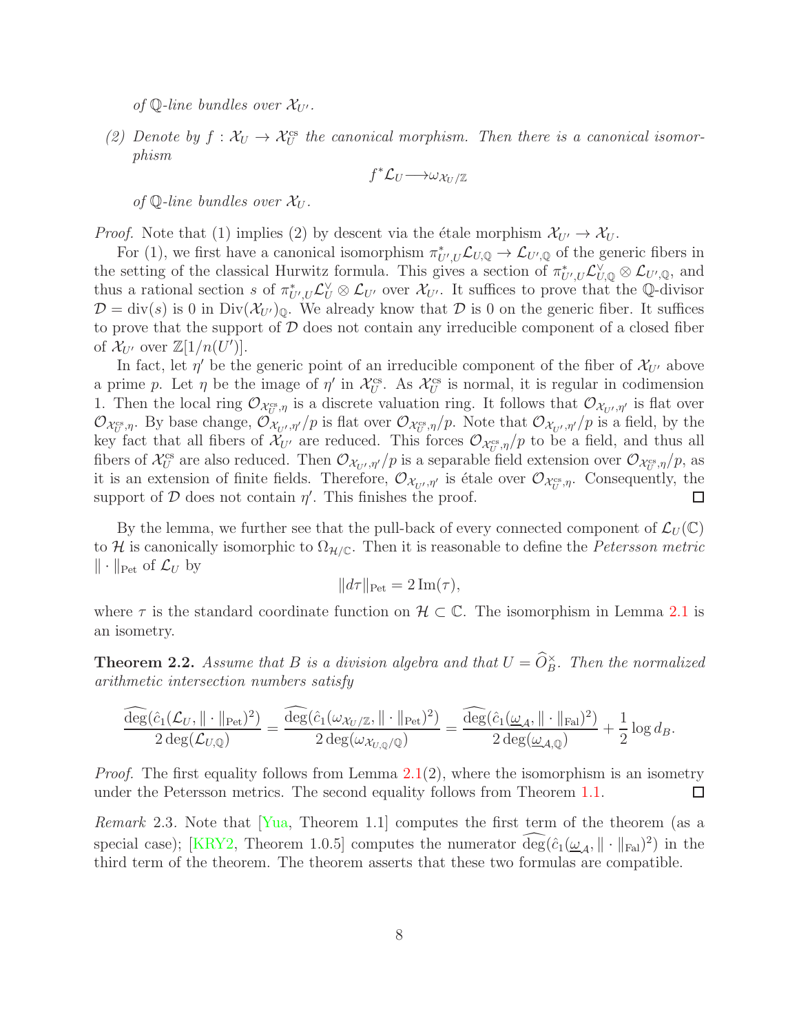*of $\mathbb{Q}$-line bundles over $\mathcal{X}_{U'}$.*

(2) *Denote by $f : \mathcal{X}_U \to \mathcal{X}_U^{\mathrm{cs}}$ the canonical morphism. Then there is a canonical isomorphism*

$$f^*\mathcal{L}_U \longrightarrow \omega_{\mathcal{X}_U/\mathbb{Z}}$$

*of $\mathbb{Q}$-line bundles over $\mathcal{X}_U$.*

*Proof.* Note that (1) implies (2) by descent via the étale morphism $\mathcal{X}_{U'} \to \mathcal{X}_U$.

For (1), we first have a canonical isomorphism $\pi_{U',U}^*\mathcal{L}_{U,\mathbb{Q}} \to \mathcal{L}_{U',\mathbb{Q}}$ of the generic fibers in the setting of the classical Hurwitz formula. This gives a section of $\pi_{U',U}^*\mathcal{L}_{U,\mathbb{Q}}^\vee \otimes \mathcal{L}_{U',\mathbb{Q}}$, and thus a rational section $s$ of $\pi_{U',U}^*\mathcal{L}_U^\vee \otimes \mathcal{L}_{U'}$ over $\mathcal{X}_{U'}$. It suffices to prove that the $\mathbb{Q}$-divisor $\mathcal{D} = \mathrm{div}(s)$ is 0 in $\mathrm{Div}(\mathcal{X}_{U'})_{\mathbb{Q}}$. We already know that $\mathcal{D}$ is 0 on the generic fiber. It suffices to prove that the support of $\mathcal{D}$ does not contain any irreducible component of a closed fiber of $\mathcal{X}_{U'}$ over $\mathbb{Z}[1/n(U')]$.

In fact, let $\eta'$ be the generic point of an irreducible component of the fiber of $\mathcal{X}_{U'}$ above a prime $p$. Let $\eta$ be the image of $\eta'$ in $\mathcal{X}_U^{\mathrm{cs}}$. As $\mathcal{X}_U^{\mathrm{cs}}$ is normal, it is regular in codimension 1. Then the local ring $\mathcal{O}_{\mathcal{X}_U^{\mathrm{cs}},\eta}$ is a discrete valuation ring. It follows that $\mathcal{O}_{\mathcal{X}_{U'},\eta'}$ is flat over $\mathcal{O}_{\mathcal{X}_U^{\mathrm{cs}},\eta}$. By base change, $\mathcal{O}_{\mathcal{X}_{U'},\eta'}/p$ is flat over $\mathcal{O}_{\mathcal{X}_U^{\mathrm{cs}},\eta}/p$. Note that $\mathcal{O}_{\mathcal{X}_{U'},\eta'}/p$ is a field, by the key fact that all fibers of $\mathcal{X}_{U'}$ are reduced. This forces $\mathcal{O}_{\mathcal{X}_U^{\mathrm{cs}},\eta}/p$ to be a field, and thus all fibers of $\mathcal{X}_U^{\mathrm{cs}}$ are also reduced. Then $\mathcal{O}_{\mathcal{X}_{U'},\eta'}/p$ is a separable field extension over $\mathcal{O}_{\mathcal{X}_U^{\mathrm{cs}},\eta}/p$, as it is an extension of finite fields. Therefore, $\mathcal{O}_{\mathcal{X}_{U'},\eta'}$ is étale over $\mathcal{O}_{\mathcal{X}_U^{\mathrm{cs}},\eta}$. Consequently, the support of $\mathcal{D}$ does not contain $\eta'$. This finishes the proof. $\square$

By the lemma, we further see that the pull-back of every connected component of $\mathcal{L}_U(\mathbb{C})$ to $\mathcal{H}$ is canonically isomorphic to $\Omega_{\mathcal{H}/\mathbb{C}}$. Then it is reasonable to define the *Petersson metric* $\|\cdot\|_{\mathrm{Pet}}$ of $\mathcal{L}_U$ by

$$\|d\tau\|_{\mathrm{Pet}} = 2\,\mathrm{Im}(\tau),$$

where $\tau$ is the standard coordinate function on $\mathcal{H} \subset \mathbb{C}$. The isomorphism in Lemma 2.1 is an isometry.

**Theorem 2.2.** *Assume that $B$ is a division algebra and that $U = \widehat{O}_B^\times$. Then the normalized arithmetic intersection numbers satisfy*

$$\frac{\widehat{\deg}(\hat{c}_1(\mathcal{L}_U, \|\cdot\|_{\mathrm{Pet}})^2)}{2\deg(\mathcal{L}_{U,\mathbb{Q}})} = \frac{\widehat{\deg}(\hat{c}_1(\omega_{\mathcal{X}_U/\mathbb{Z}}, \|\cdot\|_{\mathrm{Pet}})^2)}{2\deg(\omega_{\mathcal{X}_{U,\mathbb{Q}}/\mathbb{Q}})} = \frac{\widehat{\deg}(\hat{c}_1(\underline{\omega}_{\mathcal{A}}, \|\cdot\|_{\mathrm{Fal}})^2)}{2\deg(\underline{\omega}_{\mathcal{A},\mathbb{Q}})} + \frac{1}{2}\log d_B.$$

*Proof.* The first equality follows from Lemma 2.1(2), where the isomorphism is an isometry under the Petersson metrics. The second equality follows from Theorem 1.1. $\square$

*Remark* 2.3. Note that [Yua, Theorem 1.1] computes the first term of the theorem (as a special case); [KRY2, Theorem 1.0.5] computes the numerator $\widehat{\deg}(\hat{c}_1(\underline{\omega}_{\mathcal{A}}, \|\cdot\|_{\mathrm{Fal}})^2)$ in the third term of the theorem. The theorem asserts that these two formulas are compatible.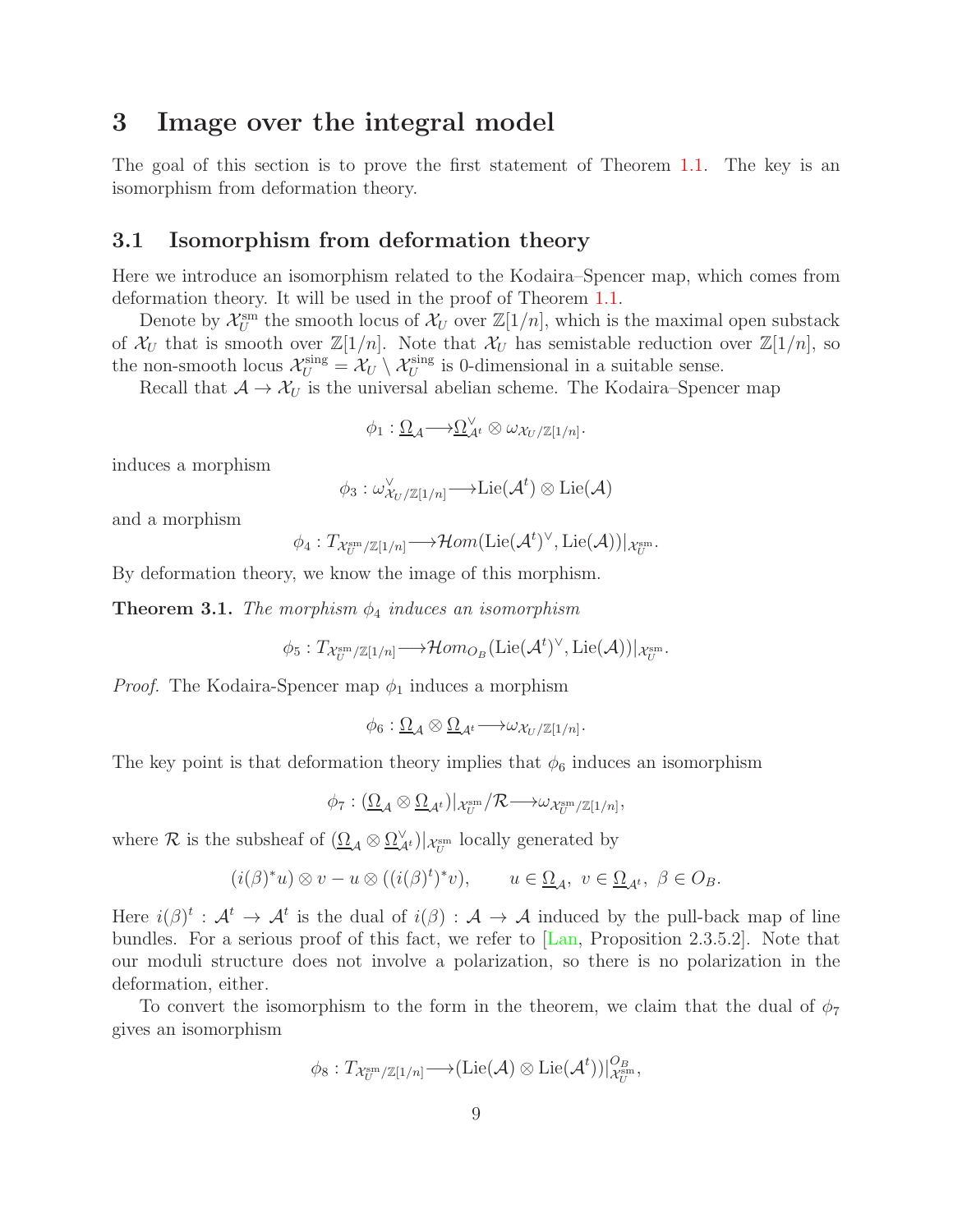# 3 Image over the integral model

The goal of this section is to prove the first statement of Theorem 1.1. The key is an isomorphism from deformation theory.

## 3.1 Isomorphism from deformation theory

Here we introduce an isomorphism related to the Kodaira–Spencer map, which comes from deformation theory. It will be used in the proof of Theorem 1.1.

Denote by $\mathcal{X}_U^{\mathrm{sm}}$ the smooth locus of $\mathcal{X}_U$ over $\mathbb{Z}[1/n]$, which is the maximal open substack of $\mathcal{X}_U$ that is smooth over $\mathbb{Z}[1/n]$. Note that $\mathcal{X}_U$ has semistable reduction over $\mathbb{Z}[1/n]$, so the non-smooth locus $\mathcal{X}_U^{\mathrm{sing}} = \mathcal{X}_U \setminus \mathcal{X}_U^{\mathrm{sing}}$ is 0-dimensional in a suitable sense.

Recall that $\mathcal{A} \to \mathcal{X}_U$ is the universal abelian scheme. The Kodaira–Spencer map

$$\phi_1 : \underline{\Omega}_{\mathcal{A}} \longrightarrow \underline{\Omega}_{\mathcal{A}^t}^{\vee} \otimes \omega_{\mathcal{X}_U/\mathbb{Z}[1/n]}.$$

induces a morphism

$$\phi_3 : \omega_{\mathcal{X}_U/\mathbb{Z}[1/n]}^{\vee} \longrightarrow \mathrm{Lie}(\mathcal{A}^t) \otimes \mathrm{Lie}(\mathcal{A})$$

and a morphism

$$\phi_4 : T_{\mathcal{X}_U^{\mathrm{sm}}/\mathbb{Z}[1/n]} \longrightarrow \mathcal{H}om(\mathrm{Lie}(\mathcal{A}^t)^{\vee}, \mathrm{Lie}(\mathcal{A}))|_{\mathcal{X}_U^{\mathrm{sm}}}.$$

By deformation theory, we know the image of this morphism.

**Theorem 3.1.** *The morphism $\phi_4$ induces an isomorphism*

$$\phi_5 : T_{\mathcal{X}_U^{\mathrm{sm}}/\mathbb{Z}[1/n]} \longrightarrow \mathcal{H}om_{O_B}(\mathrm{Lie}(\mathcal{A}^t)^{\vee}, \mathrm{Lie}(\mathcal{A}))|_{\mathcal{X}_U^{\mathrm{sm}}}.$$

*Proof.* The Kodaira-Spencer map $\phi_1$ induces a morphism

$$\phi_6 : \underline{\Omega}_{\mathcal{A}} \otimes \underline{\Omega}_{\mathcal{A}^t} \longrightarrow \omega_{\mathcal{X}_U/\mathbb{Z}[1/n]}.$$

The key point is that deformation theory implies that $\phi_6$ induces an isomorphism

$$\phi_7 : (\underline{\Omega}_{\mathcal{A}} \otimes \underline{\Omega}_{\mathcal{A}^t})|_{\mathcal{X}_U^{\mathrm{sm}}}/\mathcal{R} \longrightarrow \omega_{\mathcal{X}_U^{\mathrm{sm}}/\mathbb{Z}[1/n]},$$

where $\mathcal{R}$ is the subsheaf of $(\underline{\Omega}_{\mathcal{A}} \otimes \underline{\Omega}_{\mathcal{A}^t}^{\vee})|_{\mathcal{X}_U^{\mathrm{sm}}}$ locally generated by

$$(i(\beta)^* u) \otimes v - u \otimes ((i(\beta)^t)^* v), \qquad u \in \underline{\Omega}_{\mathcal{A}},\ v \in \underline{\Omega}_{\mathcal{A}^t},\ \beta \in O_B.$$

Here $i(\beta)^t : \mathcal{A}^t \to \mathcal{A}^t$ is the dual of $i(\beta) : \mathcal{A} \to \mathcal{A}$ induced by the pull-back map of line bundles. For a serious proof of this fact, we refer to [Lan, Proposition 2.3.5.2]. Note that our moduli structure does not involve a polarization, so there is no polarization in the deformation, either.

To convert the isomorphism to the form in the theorem, we claim that the dual of $\phi_7$ gives an isomorphism

$$\phi_8 : T_{\mathcal{X}_U^{\mathrm{sm}}/\mathbb{Z}[1/n]} \longrightarrow (\mathrm{Lie}(\mathcal{A}) \otimes \mathrm{Lie}(\mathcal{A}^t))|_{\mathcal{X}_U^{\mathrm{sm}}}^{O_B},$$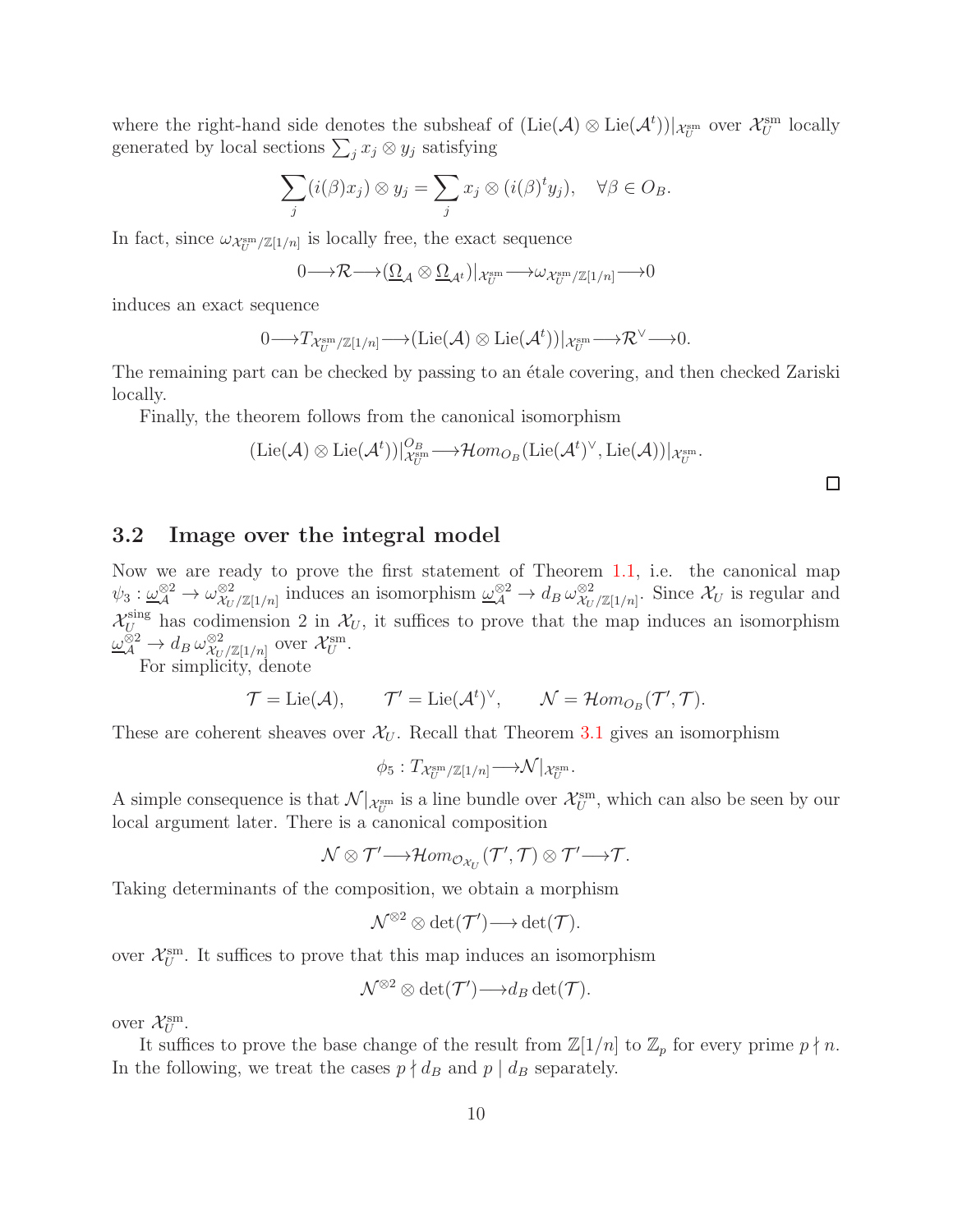where the right-hand side denotes the subsheaf of $(\mathrm{Lie}(\mathcal{A}) \otimes \mathrm{Lie}(\mathcal{A}^t))|_{\mathcal{X}_U^{\mathrm{sm}}}$ over $\mathcal{X}_U^{\mathrm{sm}}$ locally generated by local sections $\sum_j x_j \otimes y_j$ satisfying

$$\sum_j (i(\beta)x_j) \otimes y_j = \sum_j x_j \otimes (i(\beta)^t y_j), \quad \forall \beta \in O_B.$$

In fact, since $\omega_{\mathcal{X}_U^{\mathrm{sm}}/\mathbb{Z}[1/n]}$ is locally free, the exact sequence

$$0 \longrightarrow \mathcal{R} \longrightarrow (\underline{\Omega}_{\mathcal{A}} \otimes \underline{\Omega}_{\mathcal{A}^t})|_{\mathcal{X}_U^{\mathrm{sm}}} \longrightarrow \omega_{\mathcal{X}_U^{\mathrm{sm}}/\mathbb{Z}[1/n]} \longrightarrow 0$$

induces an exact sequence

$$0 \longrightarrow T_{\mathcal{X}_U^{\mathrm{sm}}/\mathbb{Z}[1/n]} \longrightarrow (\mathrm{Lie}(\mathcal{A}) \otimes \mathrm{Lie}(\mathcal{A}^t))|_{\mathcal{X}_U^{\mathrm{sm}}} \longrightarrow \mathcal{R}^\vee \longrightarrow 0.$$

The remaining part can be checked by passing to an étale covering, and then checked Zariski locally.

Finally, the theorem follows from the canonical isomorphism

$$(\mathrm{Lie}(\mathcal{A}) \otimes \mathrm{Lie}(\mathcal{A}^t))|_{\mathcal{X}_U^{\mathrm{sm}}}^{O_B} \longrightarrow \mathcal{H}om_{O_B}(\mathrm{Lie}(\mathcal{A}^t)^\vee, \mathrm{Lie}(\mathcal{A}))|_{\mathcal{X}_U^{\mathrm{sm}}}.$$

$\square$

## 3.2 Image over the integral model

Now we are ready to prove the first statement of Theorem 1.1, i.e. the canonical map $\psi_3 : \underline{\omega}_{\mathcal{A}}^{\otimes 2} \to \omega_{\mathcal{X}_U/\mathbb{Z}[1/n]}^{\otimes 2}$ induces an isomorphism $\underline{\omega}_{\mathcal{A}}^{\otimes 2} \to d_B\, \omega_{\mathcal{X}_U/\mathbb{Z}[1/n]}^{\otimes 2}$. Since $\mathcal{X}_U$ is regular and $\mathcal{X}_U^{\mathrm{sing}}$ has codimension 2 in $\mathcal{X}_U$, it suffices to prove that the map induces an isomorphism $\underline{\omega}_{\mathcal{A}}^{\otimes 2} \to d_B\, \omega_{\mathcal{X}_U/\mathbb{Z}[1/n]}^{\otimes 2}$ over $\mathcal{X}_U^{\mathrm{sm}}$.

For simplicity, denote

$$\mathcal{T} = \mathrm{Lie}(\mathcal{A}), \qquad \mathcal{T}' = \mathrm{Lie}(\mathcal{A}^t)^\vee, \qquad \mathcal{N} = \mathcal{H}om_{O_B}(\mathcal{T}', \mathcal{T}).$$

These are coherent sheaves over $\mathcal{X}_U$. Recall that Theorem 3.1 gives an isomorphism

$$\phi_5 : T_{\mathcal{X}_U^{\mathrm{sm}}/\mathbb{Z}[1/n]} \longrightarrow \mathcal{N}|_{\mathcal{X}_U^{\mathrm{sm}}}.$$

A simple consequence is that $\mathcal{N}|_{\mathcal{X}_U^{\mathrm{sm}}}$ is a line bundle over $\mathcal{X}_U^{\mathrm{sm}}$, which can also be seen by our local argument later. There is a canonical composition

$$\mathcal{N} \otimes \mathcal{T}' \longrightarrow \mathcal{H}om_{\mathcal{O}_{\mathcal{X}_U}}(\mathcal{T}', \mathcal{T}) \otimes \mathcal{T}' \longrightarrow \mathcal{T}.$$

Taking determinants of the composition, we obtain a morphism

$$\mathcal{N}^{\otimes 2} \otimes \det(\mathcal{T}') \longrightarrow \det(\mathcal{T}).$$

over $\mathcal{X}_U^{\mathrm{sm}}$. It suffices to prove that this map induces an isomorphism

$$\mathcal{N}^{\otimes 2} \otimes \det(\mathcal{T}') \longrightarrow d_B \det(\mathcal{T}).$$

over $\mathcal{X}_U^{\mathrm{sm}}$.

It suffices to prove the base change of the result from $\mathbb{Z}[1/n]$ to $\mathbb{Z}_p$ for every prime $p \nmid n$. In the following, we treat the cases $p \nmid d_B$ and $p \mid d_B$ separately.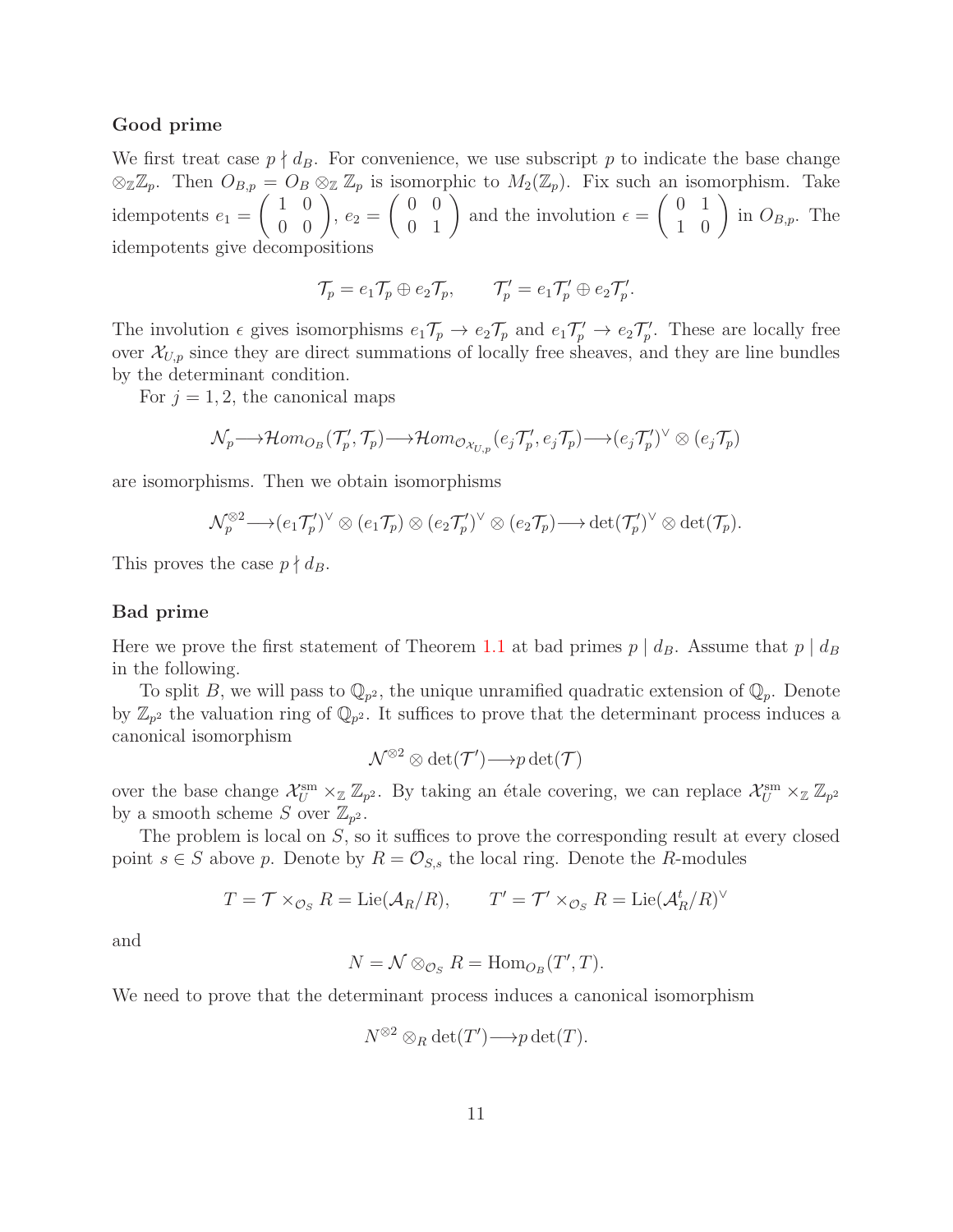### Good prime

We first treat case $p \nmid d_B$. For convenience, we use subscript $p$ to indicate the base change $\otimes_{\mathbb{Z}} \mathbb{Z}_p$. Then $O_{B,p} = O_B \otimes_{\mathbb{Z}} \mathbb{Z}_p$ is isomorphic to $M_2(\mathbb{Z}_p)$. Fix such an isomorphism. Take idempotents $e_1 = \begin{pmatrix} 1 & 0 \\ 0 & 0 \end{pmatrix}$, $e_2 = \begin{pmatrix} 0 & 0 \\ 0 & 1 \end{pmatrix}$ and the involution $\epsilon = \begin{pmatrix} 0 & 1 \\ 1 & 0 \end{pmatrix}$ in $O_{B,p}$. The idempotents give decompositions

$$\mathcal{T}_p = e_1\mathcal{T}_p \oplus e_2\mathcal{T}_p, \qquad \mathcal{T}'_p = e_1\mathcal{T}'_p \oplus e_2\mathcal{T}'_p.$$

The involution $\epsilon$ gives isomorphisms $e_1\mathcal{T}_p \to e_2\mathcal{T}_p$ and $e_1\mathcal{T}'_p \to e_2\mathcal{T}'_p$. These are locally free over $\mathcal{X}_{U,p}$ since they are direct summations of locally free sheaves, and they are line bundles by the determinant condition.

For $j = 1, 2$, the canonical maps

$$\mathcal{N}_p \longrightarrow \mathcal{H}om_{O_B}(\mathcal{T}'_p, \mathcal{T}_p) \longrightarrow \mathcal{H}om_{\mathcal{O}_{\mathcal{X}_{U,p}}}(e_j\mathcal{T}'_p, e_j\mathcal{T}_p) \longrightarrow (e_j\mathcal{T}'_p)^\vee \otimes (e_j\mathcal{T}_p)$$

are isomorphisms. Then we obtain isomorphisms

$$\mathcal{N}_p^{\otimes 2} \longrightarrow (e_1\mathcal{T}'_p)^\vee \otimes (e_1\mathcal{T}_p) \otimes (e_2\mathcal{T}'_p)^\vee \otimes (e_2\mathcal{T}_p) \longrightarrow \det(\mathcal{T}'_p)^\vee \otimes \det(\mathcal{T}_p).$$

This proves the case $p \nmid d_B$.

### Bad prime

Here we prove the first statement of Theorem 1.1 at bad primes $p \mid d_B$. Assume that $p \mid d_B$ in the following.

To split $B$, we will pass to $\mathbb{Q}_{p^2}$, the unique unramified quadratic extension of $\mathbb{Q}_p$. Denote by $\mathbb{Z}_{p^2}$ the valuation ring of $\mathbb{Q}_{p^2}$. It suffices to prove that the determinant process induces a canonical isomorphism

$$\mathcal{N}^{\otimes 2} \otimes \det(\mathcal{T}') \longrightarrow p \det(\mathcal{T})$$

over the base change $\mathcal{X}_U^{\mathrm{sm}} \times_{\mathbb{Z}} \mathbb{Z}_{p^2}$. By taking an étale covering, we can replace $\mathcal{X}_U^{\mathrm{sm}} \times_{\mathbb{Z}} \mathbb{Z}_{p^2}$ by a smooth scheme $S$ over $\mathbb{Z}_{p^2}$.

The problem is local on $S$, so it suffices to prove the corresponding result at every closed point $s \in S$ above $p$. Denote by $R = \mathcal{O}_{S,s}$ the local ring. Denote the $R$-modules

$$T = \mathcal{T} \times_{\mathcal{O}_S} R = \mathrm{Lie}(\mathcal{A}_R/R), \qquad T' = \mathcal{T}' \times_{\mathcal{O}_S} R = \mathrm{Lie}(\mathcal{A}_R^t/R)^\vee$$

and

$$N = \mathcal{N} \otimes_{\mathcal{O}_S} R = \mathrm{Hom}_{O_B}(T', T).$$

We need to prove that the determinant process induces a canonical isomorphism

$$N^{\otimes 2} \otimes_R \det(T') \longrightarrow p \det(T).$$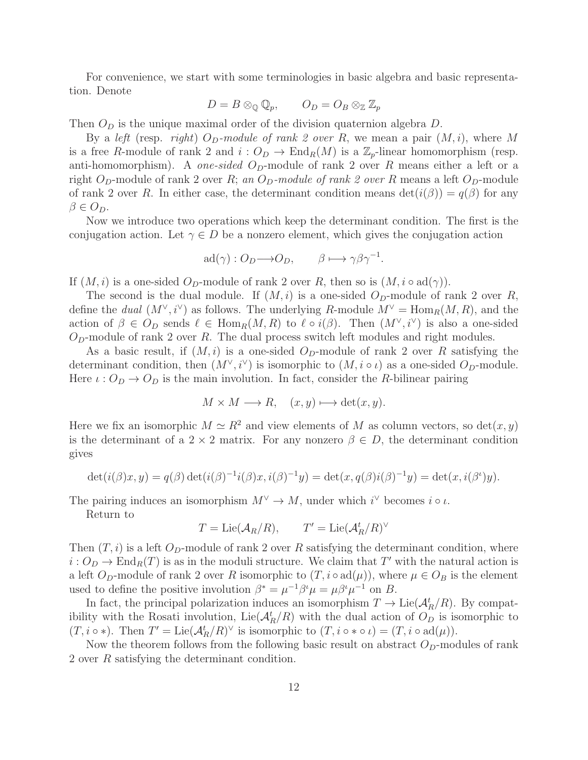For convenience, we start with some terminologies in basic algebra and basic representation. Denote

$$D = B \otimes_{\mathbb{Q}} \mathbb{Q}_p, \qquad O_D = O_B \otimes_{\mathbb{Z}} \mathbb{Z}_p$$

Then $O_D$ is the unique maximal order of the division quaternion algebra $D$.

By a *left* (resp. *right*) *$O_D$-module of rank 2 over $R$*, we mean a pair $(M, i)$, where $M$ is a free $R$-module of rank 2 and $i : O_D \to \mathrm{End}_R(M)$ is a $\mathbb{Z}_p$-linear homomorphism (resp. anti-homomorphism). A *one-sided $O_D$-module of rank 2 over $R$* means either a left or a right $O_D$-module of rank 2 over $R$; *an $O_D$-module of rank 2 over $R$* means a left $O_D$-module of rank 2 over $R$. In either case, the determinant condition means $\det(i(\beta)) = q(\beta)$ for any $\beta \in O_D$.

Now we introduce two operations which keep the determinant condition. The first is the conjugation action. Let $\gamma \in D$ be a nonzero element, which gives the conjugation action

$$\mathrm{ad}(\gamma) : O_D \longrightarrow O_D, \qquad \beta \longmapsto \gamma\beta\gamma^{-1}.$$

If $(M, i)$ is a one-sided $O_D$-module of rank 2 over $R$, then so is $(M, i \circ \mathrm{ad}(\gamma))$.

The second is the dual module. If $(M, i)$ is a one-sided $O_D$-module of rank 2 over $R$, define the *dual* $(M^\vee, i^\vee)$ as follows. The underlying $R$-module $M^\vee = \mathrm{Hom}_R(M, R)$, and the action of $\beta \in O_D$ sends $\ell \in \mathrm{Hom}_R(M, R)$ to $\ell \circ i(\beta)$. Then $(M^\vee, i^\vee)$ is also a one-sided $O_D$-module of rank 2 over $R$. The dual process switch left modules and right modules.

As a basic result, if $(M, i)$ is a one-sided $O_D$-module of rank 2 over $R$ satisfying the determinant condition, then $(M^\vee, i^\vee)$ is isomorphic to $(M, i \circ \iota)$ as a one-sided $O_D$-module. Here $\iota : O_D \to O_D$ is the main involution. In fact, consider the $R$-bilinear pairing

$$M \times M \longrightarrow R, \quad (x, y) \longmapsto \det(x, y).$$

Here we fix an isomorphic $M \simeq R^2$ and view elements of $M$ as column vectors, so $\det(x, y)$ is the determinant of a $2 \times 2$ matrix. For any nonzero $\beta \in D$, the determinant condition gives

$$\det(i(\beta)x, y) = q(\beta)\det(i(\beta)^{-1}i(\beta)x, i(\beta)^{-1}y) = \det(x, q(\beta)i(\beta)^{-1}y) = \det(x, i(\beta^\iota)y).$$

The pairing induces an isomorphism $M^\vee \to M$, under which $i^\vee$ becomes $i \circ \iota$.

Return to

$$T = \mathrm{Lie}(\mathcal{A}_R/R), \qquad T' = \mathrm{Lie}(\mathcal{A}_R^t/R)^\vee$$

Then $(T, i)$ is a left $O_D$-module of rank 2 over $R$ satisfying the determinant condition, where $i : O_D \to \mathrm{End}_R(T)$ is as in the moduli structure. We claim that $T'$ with the natural action is a left $O_D$-module of rank 2 over $R$ isomorphic to $(T, i \circ \mathrm{ad}(\mu))$, where $\mu \in O_B$ is the element used to define the positive involution $\beta^* = \mu^{-1}\beta^\iota\mu = \mu\beta^\iota\mu^{-1}$ on $B$.

In fact, the principal polarization induces an isomorphism $T \to \mathrm{Lie}(\mathcal{A}_R^t/R)$. By compatibility with the Rosati involution, $\mathrm{Lie}(\mathcal{A}_R^t/R)$ with the dual action of $O_D$ is isomorphic to $(T, i \circ *)$. Then $T' = \mathrm{Lie}(\mathcal{A}_R^t/R)^\vee$ is isomorphic to $(T, i \circ * \circ \iota) = (T, i \circ \mathrm{ad}(\mu))$.

Now the theorem follows from the following basic result on abstract $O_D$-modules of rank 2 over $R$ satisfying the determinant condition.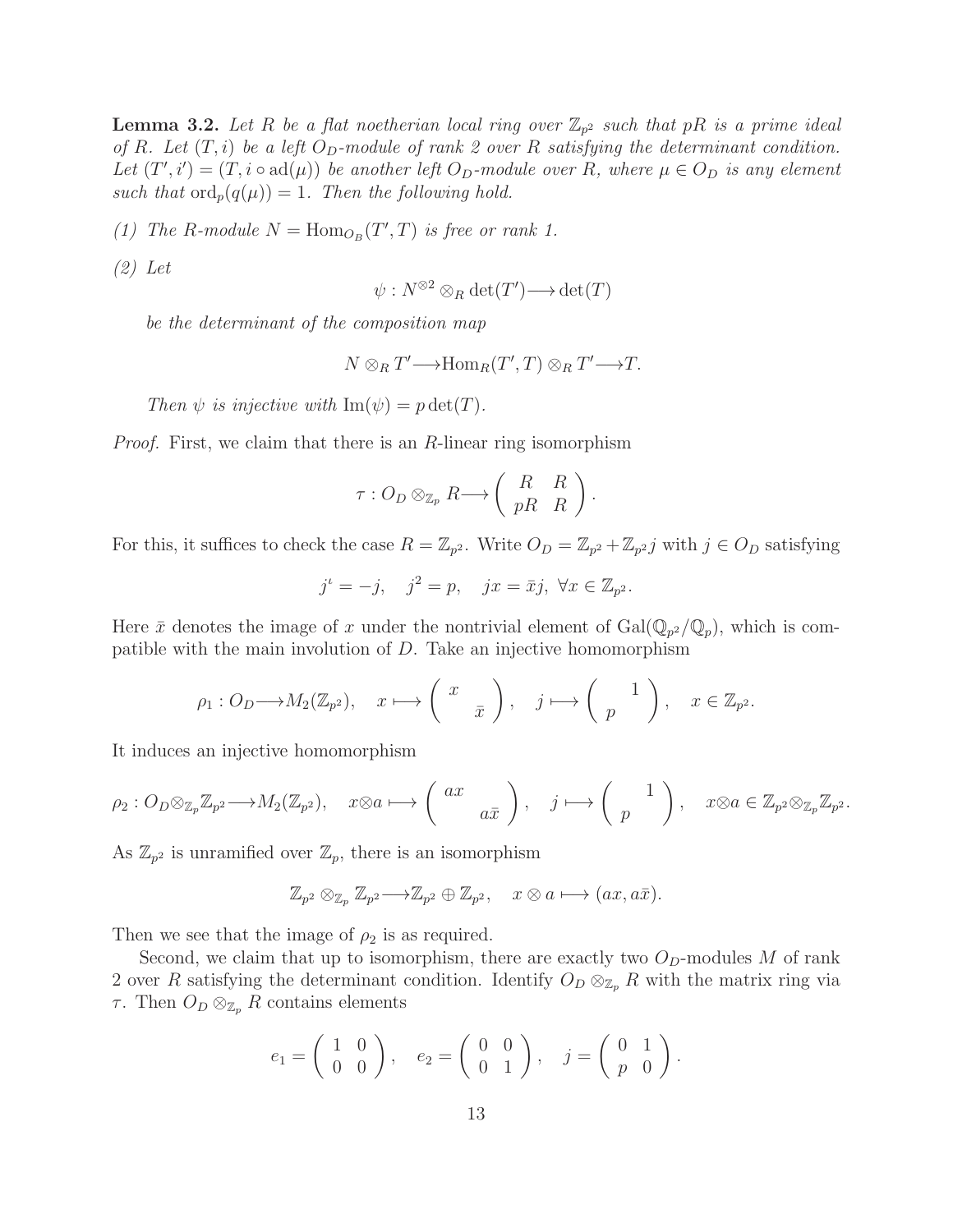**Lemma 3.2.** *Let $R$ be a flat noetherian local ring over $\mathbb{Z}_{p^2}$ such that $pR$ is a prime ideal of $R$. Let $(T, i)$ be a left $O_D$-module of rank 2 over $R$ satisfying the determinant condition. Let $(T', i') = (T, i \circ \mathrm{ad}(\mu))$ be another left $O_D$-module over $R$, where $\mu \in O_D$ is any element such that $\mathrm{ord}_p(q(\mu)) = 1$. Then the following hold.*

*(1) The $R$-module $N = \mathrm{Hom}_{O_B}(T', T)$ is free or rank 1.*

*(2) Let*

$$\psi : N^{\otimes 2} \otimes_R \det(T') \longrightarrow \det(T)$$

*be the determinant of the composition map*

$$N \otimes_R T' \longrightarrow \mathrm{Hom}_R(T', T) \otimes_R T' \longrightarrow T.$$

*Then $\psi$ is injective with $\mathrm{Im}(\psi) = p \det(T)$.*

*Proof.* First, we claim that there is an $R$-linear ring isomorphism

$$\tau : O_D \otimes_{\mathbb{Z}_p} R \longrightarrow \begin{pmatrix} R & R \\ pR & R \end{pmatrix}.$$

For this, it suffices to check the case $R = \mathbb{Z}_{p^2}$. Write $O_D = \mathbb{Z}_{p^2} + \mathbb{Z}_{p^2} j$ with $j \in O_D$ satisfying

$$j^\iota = -j, \quad j^2 = p, \quad jx = \bar{x} j, \ \forall x \in \mathbb{Z}_{p^2}.$$

Here $\bar{x}$ denotes the image of $x$ under the nontrivial element of $\mathrm{Gal}(\mathbb{Q}_{p^2}/\mathbb{Q}_p)$, which is compatible with the main involution of $D$. Take an injective homomorphism

$$\rho_1 : O_D \longrightarrow M_2(\mathbb{Z}_{p^2}), \quad x \longmapsto \begin{pmatrix} x & \\ & \bar{x} \end{pmatrix}, \quad j \longmapsto \begin{pmatrix} & 1 \\ p & \end{pmatrix}, \quad x \in \mathbb{Z}_{p^2}.$$

It induces an injective homomorphism

$$\rho_2 : O_D \otimes_{\mathbb{Z}_p} \mathbb{Z}_{p^2} \longrightarrow M_2(\mathbb{Z}_{p^2}), \quad x \otimes a \longmapsto \begin{pmatrix} ax & \\ & a\bar{x} \end{pmatrix}, \quad j \longmapsto \begin{pmatrix} & 1 \\ p & \end{pmatrix}, \quad x \otimes a \in \mathbb{Z}_{p^2} \otimes_{\mathbb{Z}_p} \mathbb{Z}_{p^2}.$$

As $\mathbb{Z}_{p^2}$ is unramified over $\mathbb{Z}_p$, there is an isomorphism

$$\mathbb{Z}_{p^2} \otimes_{\mathbb{Z}_p} \mathbb{Z}_{p^2} \longrightarrow \mathbb{Z}_{p^2} \oplus \mathbb{Z}_{p^2}, \quad x \otimes a \longmapsto (ax, a\bar{x}).$$

Then we see that the image of $\rho_2$ is as required.

Second, we claim that up to isomorphism, there are exactly two $O_D$-modules $M$ of rank 2 over $R$ satisfying the determinant condition. Identify $O_D \otimes_{\mathbb{Z}_p} R$ with the matrix ring via $\tau$. Then $O_D \otimes_{\mathbb{Z}_p} R$ contains elements

$$e_1 = \begin{pmatrix} 1 & 0 \\ 0 & 0 \end{pmatrix}, \quad e_2 = \begin{pmatrix} 0 & 0 \\ 0 & 1 \end{pmatrix}, \quad j = \begin{pmatrix} 0 & 1 \\ p & 0 \end{pmatrix}.$$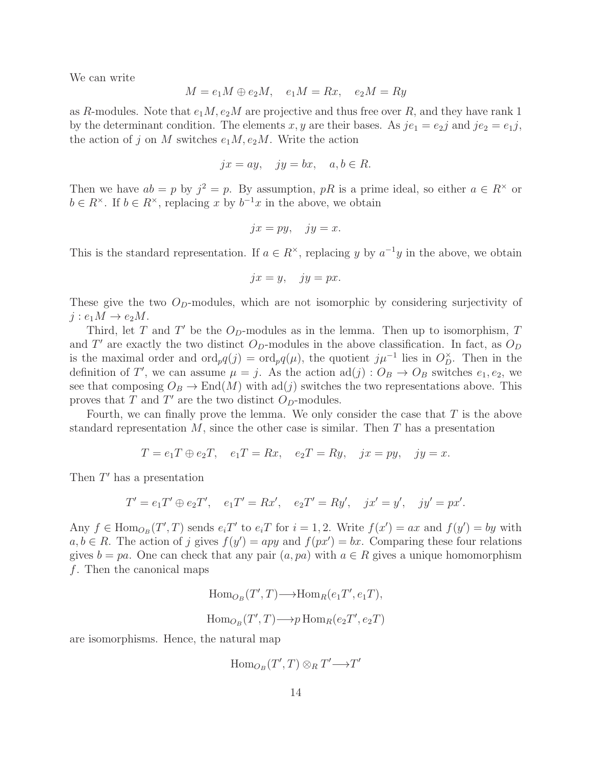We can write

$$M = e_1M \oplus e_2M, \quad e_1M = Rx, \quad e_2M = Ry$$

as $R$-modules. Note that $e_1M, e_2M$ are projective and thus free over $R$, and they have rank 1 by the determinant condition. The elements $x, y$ are their bases. As $je_1 = e_2j$ and $je_2 = e_1j$, the action of $j$ on $M$ switches $e_1M, e_2M$. Write the action

$$jx = ay, \quad jy = bx, \quad a, b \in R.$$

Then we have $ab = p$ by $j^2 = p$. By assumption, $pR$ is a prime ideal, so either $a \in R^\times$ or $b \in R^\times$. If $b \in R^\times$, replacing $x$ by $b^{-1}x$ in the above, we obtain

$$jx = py, \quad jy = x.$$

This is the standard representation. If $a \in R^\times$, replacing $y$ by $a^{-1}y$ in the above, we obtain

$$jx = y, \quad jy = px.$$

These give the two $O_D$-modules, which are not isomorphic by considering surjectivity of $j : e_1M \to e_2M$.

Third, let $T$ and $T'$ be the $O_D$-modules as in the lemma. Then up to isomorphism, $T$ and $T'$ are exactly the two distinct $O_D$-modules in the above classification. In fact, as $O_D$ is the maximal order and $\mathrm{ord}_p q(j) = \mathrm{ord}_p q(\mu)$, the quotient $j\mu^{-1}$ lies in $O_D^\times$. Then in the definition of $T'$, we can assume $\mu = j$. As the action $\mathrm{ad}(j) : O_B \to O_B$ switches $e_1, e_2$, we see that composing $O_B \to \mathrm{End}(M)$ with $\mathrm{ad}(j)$ switches the two representations above. This proves that $T$ and $T'$ are the two distinct $O_D$-modules.

Fourth, we can finally prove the lemma. We only consider the case that $T$ is the above standard representation $M$, since the other case is similar. Then $T$ has a presentation

$$T = e_1T \oplus e_2T, \quad e_1T = Rx, \quad e_2T = Ry, \quad jx = py, \quad jy = x.$$

Then $T'$ has a presentation

$$T' = e_1T' \oplus e_2T', \quad e_1T' = Rx', \quad e_2T' = Ry', \quad jx' = y', \quad jy' = px'.$$

Any $f \in \mathrm{Hom}_{O_B}(T', T)$ sends $e_iT'$ to $e_iT$ for $i = 1, 2$. Write $f(x') = ax$ and $f(y') = by$ with $a, b \in R$. The action of $j$ gives $f(y') = apy$ and $f(px') = bx$. Comparing these four relations gives $b = pa$. One can check that any pair $(a, pa)$ with $a \in R$ gives a unique homomorphism $f$. Then the canonical maps

$$\mathrm{Hom}_{O_B}(T', T) \longrightarrow \mathrm{Hom}_R(e_1T', e_1T),$$

$$\mathrm{Hom}_{O_B}(T', T) \longrightarrow p\,\mathrm{Hom}_R(e_2T', e_2T)$$

are isomorphisms. Hence, the natural map

$$\mathrm{Hom}_{O_B}(T', T) \otimes_R T' \longrightarrow T'$$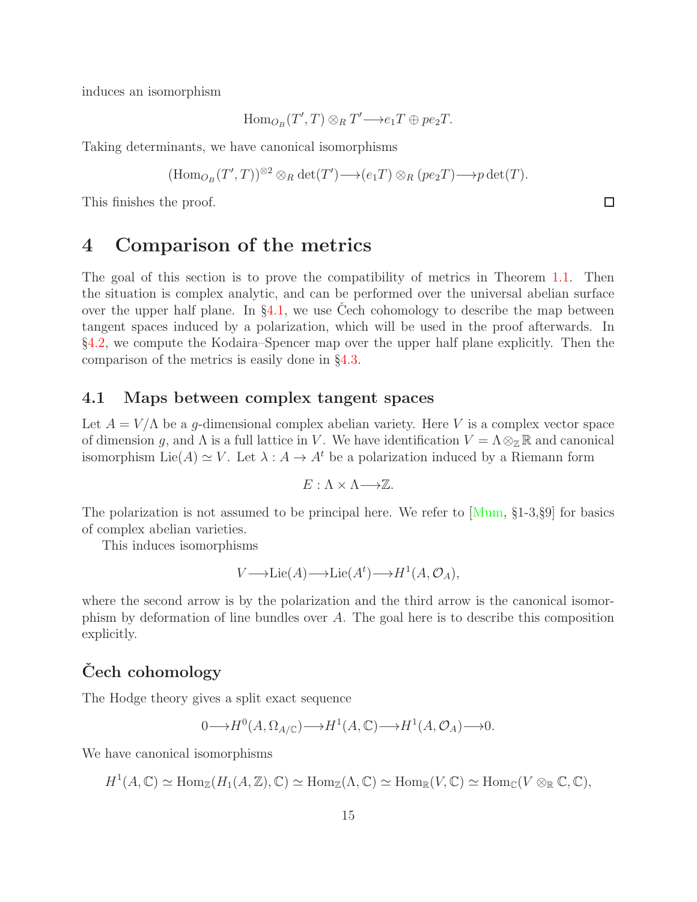induces an isomorphism

$$\mathrm{Hom}_{O_B}(T', T) \otimes_R T' \longrightarrow e_1 T \oplus p e_2 T.$$

Taking determinants, we have canonical isomorphisms

$$(\mathrm{Hom}_{O_B}(T', T))^{\otimes 2} \otimes_R \det(T') \longrightarrow (e_1 T) \otimes_R (p e_2 T) \longrightarrow p \det(T).$$

This finishes the proof. $\square$

# 4 Comparison of the metrics

The goal of this section is to prove the compatibility of metrics in Theorem 1.1. Then the situation is complex analytic, and can be performed over the universal abelian surface over the upper half plane. In §4.1, we use Čech cohomology to describe the map between tangent spaces induced by a polarization, which will be used in the proof afterwards. In §4.2, we compute the Kodaira–Spencer map over the upper half plane explicitly. Then the comparison of the metrics is easily done in §4.3.

## 4.1 Maps between complex tangent spaces

Let $A = V/\Lambda$ be a $g$-dimensional complex abelian variety. Here $V$ is a complex vector space of dimension $g$, and $\Lambda$ is a full lattice in $V$. We have identification $V = \Lambda \otimes_{\mathbb{Z}} \mathbb{R}$ and canonical isomorphism $\mathrm{Lie}(A) \simeq V$. Let $\lambda : A \to A^t$ be a polarization induced by a Riemann form

$$E : \Lambda \times \Lambda \longrightarrow \mathbb{Z}.$$

The polarization is not assumed to be principal here. We refer to [Mum, §1-3,§9] for basics of complex abelian varieties.

This induces isomorphisms

$$V \longrightarrow \mathrm{Lie}(A) \longrightarrow \mathrm{Lie}(A^t) \longrightarrow H^1(A, \mathcal{O}_A),$$

where the second arrow is by the polarization and the third arrow is the canonical isomorphism by deformation of line bundles over $A$. The goal here is to describe this composition explicitly.

### Čech cohomology

The Hodge theory gives a split exact sequence

$$0 \longrightarrow H^0(A, \Omega_{A/\mathbb{C}}) \longrightarrow H^1(A, \mathbb{C}) \longrightarrow H^1(A, \mathcal{O}_A) \longrightarrow 0.$$

We have canonical isomorphisms

$$H^1(A, \mathbb{C}) \simeq \mathrm{Hom}_{\mathbb{Z}}(H_1(A, \mathbb{Z}), \mathbb{C}) \simeq \mathrm{Hom}_{\mathbb{Z}}(\Lambda, \mathbb{C}) \simeq \mathrm{Hom}_{\mathbb{R}}(V, \mathbb{C}) \simeq \mathrm{Hom}_{\mathbb{C}}(V \otimes_{\mathbb{R}} \mathbb{C}, \mathbb{C}),$$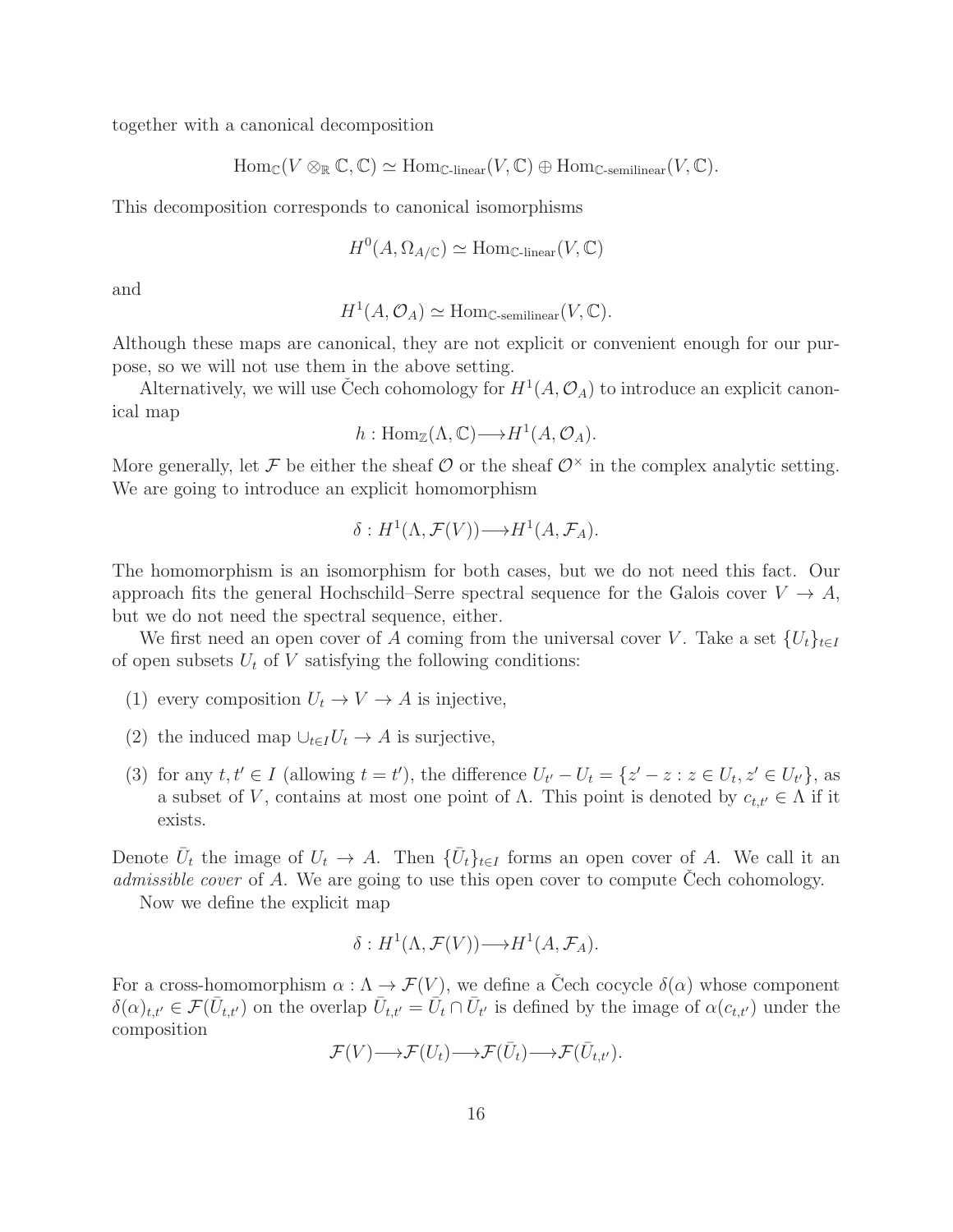together with a canonical decomposition

$$\mathrm{Hom}_{\mathbb{C}}(V \otimes_{\mathbb{R}} \mathbb{C}, \mathbb{C}) \simeq \mathrm{Hom}_{\mathbb{C}\text{-linear}}(V, \mathbb{C}) \oplus \mathrm{Hom}_{\mathbb{C}\text{-semilinear}}(V, \mathbb{C}).$$

This decomposition corresponds to canonical isomorphisms

$$H^0(A, \Omega_{A/\mathbb{C}}) \simeq \mathrm{Hom}_{\mathbb{C}\text{-linear}}(V, \mathbb{C})$$

and

$$H^1(A, \mathcal{O}_A) \simeq \mathrm{Hom}_{\mathbb{C}\text{-semilinear}}(V, \mathbb{C}).$$

Although these maps are canonical, they are not explicit or convenient enough for our purpose, so we will not use them in the above setting.

Alternatively, we will use Čech cohomology for $H^1(A, \mathcal{O}_A)$ to introduce an explicit canonical map

$$h : \mathrm{Hom}_{\mathbb{Z}}(\Lambda, \mathbb{C}) \longrightarrow H^1(A, \mathcal{O}_A).$$

More generally, let $\mathcal{F}$ be either the sheaf $\mathcal{O}$ or the sheaf $\mathcal{O}^\times$ in the complex analytic setting. We are going to introduce an explicit homomorphism

$$\delta : H^1(\Lambda, \mathcal{F}(V)) \longrightarrow H^1(A, \mathcal{F}_A).$$

The homomorphism is an isomorphism for both cases, but we do not need this fact. Our approach fits the general Hochschild–Serre spectral sequence for the Galois cover $V \to A$, but we do not need the spectral sequence, either.

We first need an open cover of $A$ coming from the universal cover $V$. Take a set $\{U_t\}_{t \in I}$ of open subsets $U_t$ of $V$ satisfying the following conditions:

(1) every composition $U_t \to V \to A$ is injective,

(2) the induced map $\cup_{t \in I} U_t \to A$ is surjective,

(3) for any $t, t' \in I$ (allowing $t = t'$), the difference $U_{t'} - U_t = \{z' - z : z \in U_t, z' \in U_{t'}\}$, as a subset of $V$, contains at most one point of $\Lambda$. This point is denoted by $c_{t,t'} \in \Lambda$ if it exists.

Denote $\bar{U}_t$ the image of $U_t \to A$. Then $\{\bar{U}_t\}_{t \in I}$ forms an open cover of $A$. We call it an *admissible cover* of $A$. We are going to use this open cover to compute Čech cohomology.

Now we define the explicit map

$$\delta : H^1(\Lambda, \mathcal{F}(V)) \longrightarrow H^1(A, \mathcal{F}_A).$$

For a cross-homomorphism $\alpha : \Lambda \to \mathcal{F}(V)$, we define a Čech cocycle $\delta(\alpha)$ whose component $\delta(\alpha)_{t,t'} \in \mathcal{F}(\bar{U}_{t,t'})$ on the overlap $\bar{U}_{t,t'} = \bar{U}_t \cap \bar{U}_{t'}$ is defined by the image of $\alpha(c_{t,t'})$ under the composition

$$\mathcal{F}(V) \longrightarrow \mathcal{F}(U_t) \longrightarrow \mathcal{F}(\bar{U}_t) \longrightarrow \mathcal{F}(\bar{U}_{t,t'}).$$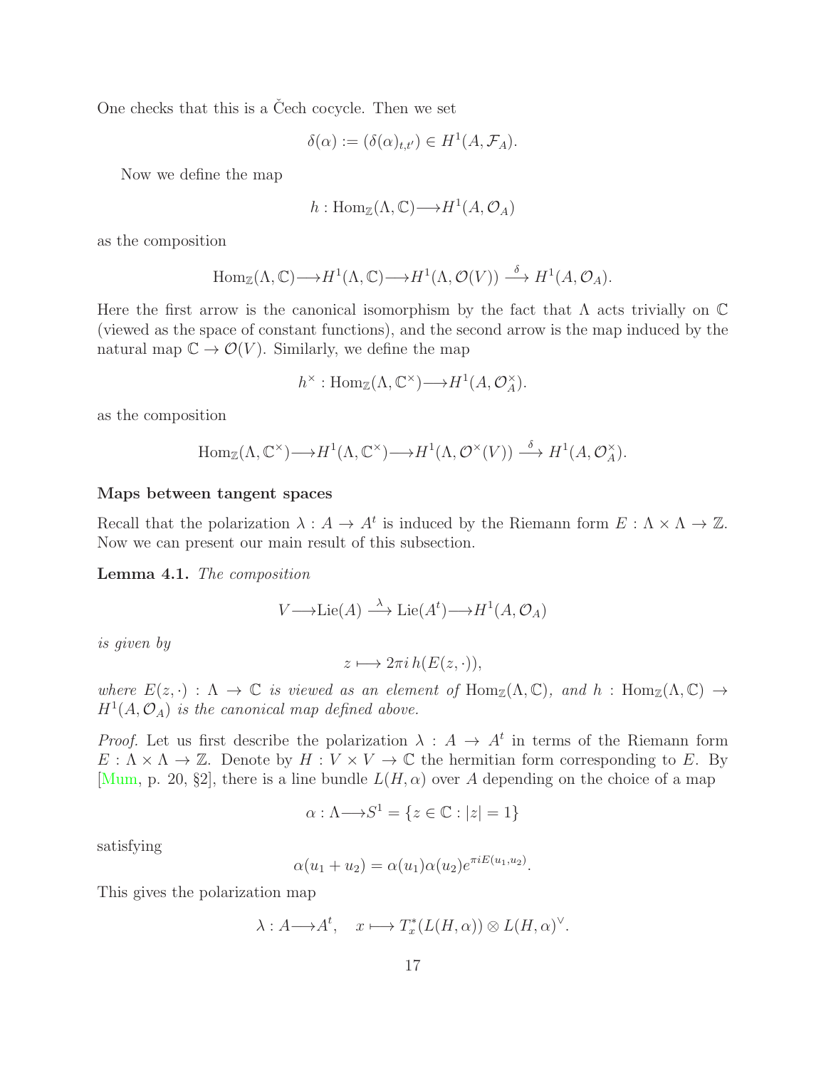One checks that this is a Čech cocycle. Then we set

$$\delta(\alpha) := (\delta(\alpha)_{t,t'}) \in H^1(A, \mathcal{F}_A).$$

Now we define the map

$$h : \mathrm{Hom}_{\mathbb{Z}}(\Lambda, \mathbb{C}) \longrightarrow H^1(A, \mathcal{O}_A)$$

as the composition

$$\mathrm{Hom}_{\mathbb{Z}}(\Lambda, \mathbb{C}) \longrightarrow H^1(\Lambda, \mathbb{C}) \longrightarrow H^1(\Lambda, \mathcal{O}(V)) \xrightarrow{\delta} H^1(A, \mathcal{O}_A).$$

Here the first arrow is the canonical isomorphism by the fact that $\Lambda$ acts trivially on $\mathbb{C}$ (viewed as the space of constant functions), and the second arrow is the map induced by the natural map $\mathbb{C} \to \mathcal{O}(V)$. Similarly, we define the map

$$h^\times : \mathrm{Hom}_{\mathbb{Z}}(\Lambda, \mathbb{C}^\times) \longrightarrow H^1(A, \mathcal{O}_A^\times).$$

as the composition

$$\mathrm{Hom}_{\mathbb{Z}}(\Lambda, \mathbb{C}^\times) \longrightarrow H^1(\Lambda, \mathbb{C}^\times) \longrightarrow H^1(\Lambda, \mathcal{O}^\times(V)) \xrightarrow{\delta} H^1(A, \mathcal{O}_A^\times).$$

**Maps between tangent spaces**

Recall that the polarization $\lambda : A \to A^t$ is induced by the Riemann form $E : \Lambda \times \Lambda \to \mathbb{Z}$. Now we can present our main result of this subsection.

**Lemma 4.1.** *The composition*

$$V \longrightarrow \mathrm{Lie}(A) \xrightarrow{\lambda} \mathrm{Lie}(A^t) \longrightarrow H^1(A, \mathcal{O}_A)$$

*is given by*

$$z \longmapsto 2\pi i \, h(E(z, \cdot)),$$

*where $E(z, \cdot) : \Lambda \to \mathbb{C}$ is viewed as an element of $\mathrm{Hom}_{\mathbb{Z}}(\Lambda, \mathbb{C})$, and $h : \mathrm{Hom}_{\mathbb{Z}}(\Lambda, \mathbb{C}) \to H^1(A, \mathcal{O}_A)$ is the canonical map defined above.*

*Proof.* Let us first describe the polarization $\lambda : A \to A^t$ in terms of the Riemann form $E : \Lambda \times \Lambda \to \mathbb{Z}$. Denote by $H : V \times V \to \mathbb{C}$ the hermitian form corresponding to $E$. By [Mum, p. 20, §2], there is a line bundle $L(H, \alpha)$ over $A$ depending on the choice of a map

$$\alpha : \Lambda \longrightarrow S^1 = \{z \in \mathbb{C} : |z| = 1\}$$

satisfying

$$\alpha(u_1 + u_2) = \alpha(u_1)\alpha(u_2)e^{\pi i E(u_1, u_2)}.$$

This gives the polarization map

$$\lambda : A \longrightarrow A^t, \quad x \longmapsto T_x^*(L(H, \alpha)) \otimes L(H, \alpha)^\vee.$$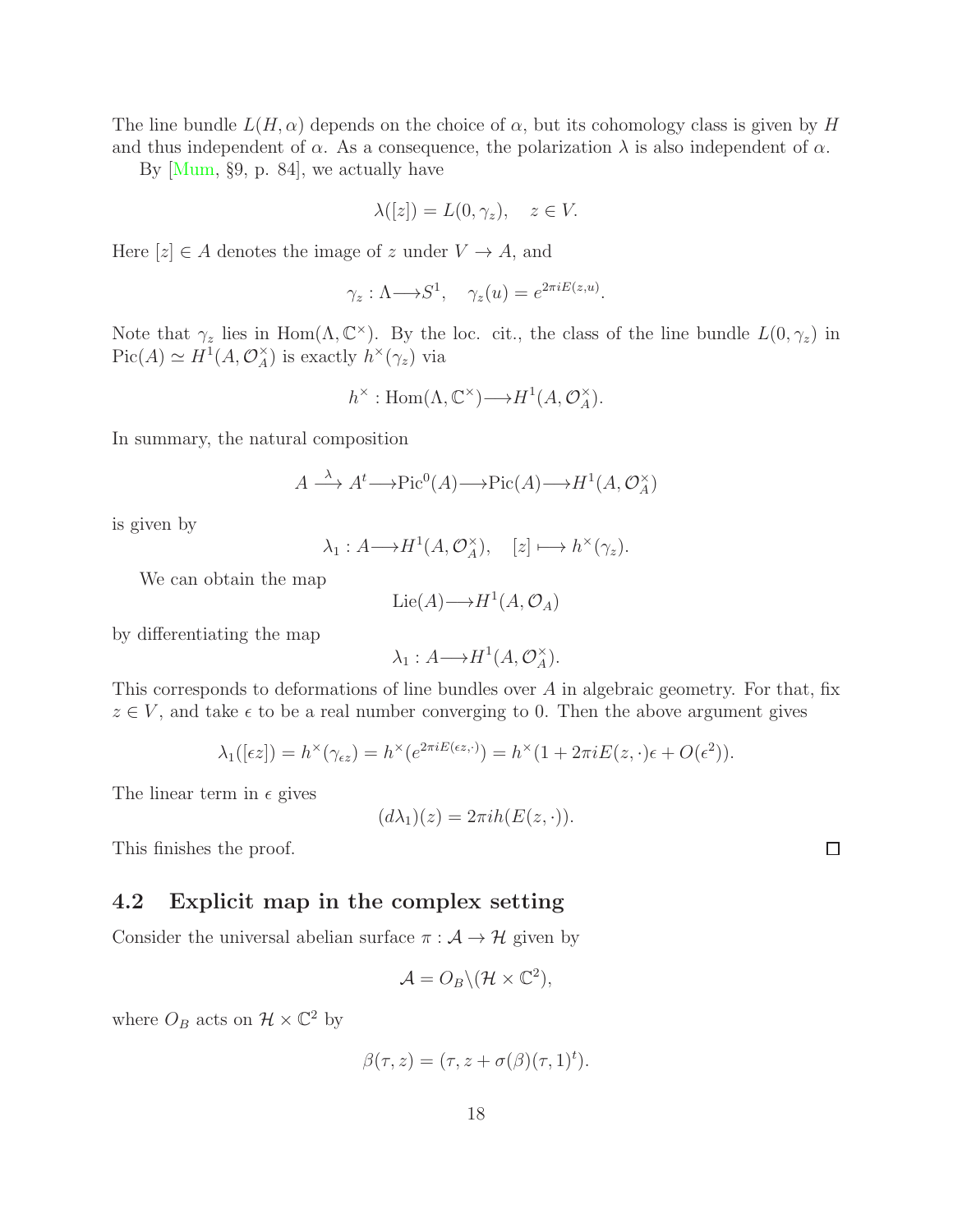The line bundle $L(H, \alpha)$ depends on the choice of $\alpha$, but its cohomology class is given by $H$ and thus independent of $\alpha$. As a consequence, the polarization $\lambda$ is also independent of $\alpha$.

By [Mum, §9, p. 84], we actually have

$$\lambda([z]) = L(0, \gamma_z), \quad z \in V.$$

Here $[z] \in A$ denotes the image of $z$ under $V \to A$, and

$$\gamma_z : \Lambda \longrightarrow S^1, \quad \gamma_z(u) = e^{2\pi i E(z,u)}.$$

Note that $\gamma_z$ lies in $\mathrm{Hom}(\Lambda, \mathbb{C}^\times)$. By the loc. cit., the class of the line bundle $L(0, \gamma_z)$ in $\mathrm{Pic}(A) \simeq H^1(A, \mathcal{O}_A^\times)$ is exactly $h^\times(\gamma_z)$ via

$$h^\times : \mathrm{Hom}(\Lambda, \mathbb{C}^\times) \longrightarrow H^1(A, \mathcal{O}_A^\times).$$

In summary, the natural composition

$$A \xrightarrow{\lambda} A^t \longrightarrow \mathrm{Pic}^0(A) \longrightarrow \mathrm{Pic}(A) \longrightarrow H^1(A, \mathcal{O}_A^\times)$$

is given by

$$\lambda_1 : A \longrightarrow H^1(A, \mathcal{O}_A^\times), \quad [z] \longmapsto h^\times(\gamma_z).$$

We can obtain the map

$$\mathrm{Lie}(A) \longrightarrow H^1(A, \mathcal{O}_A)$$

by differentiating the map

$$\lambda_1 : A \longrightarrow H^1(A, \mathcal{O}_A^\times).$$

This corresponds to deformations of line bundles over $A$ in algebraic geometry. For that, fix $z \in V$, and take $\epsilon$ to be a real number converging to 0. Then the above argument gives

$$\lambda_1([\epsilon z]) = h^\times(\gamma_{\epsilon z}) = h^\times(e^{2\pi i E(\epsilon z, \cdot)}) = h^\times(1 + 2\pi i E(z, \cdot)\epsilon + O(\epsilon^2)).$$

The linear term in $\epsilon$ gives

$$(d\lambda_1)(z) = 2\pi i h(E(z, \cdot)).$$

This finishes the proof. □

## 4.2 Explicit map in the complex setting

Consider the universal abelian surface $\pi : \mathcal{A} \to \mathcal{H}$ given by

$$\mathcal{A} = O_B \backslash (\mathcal{H} \times \mathbb{C}^2),$$

where $O_B$ acts on $\mathcal{H} \times \mathbb{C}^2$ by

$$\beta(\tau, z) = (\tau, z + \sigma(\beta)(\tau, 1)^t).$$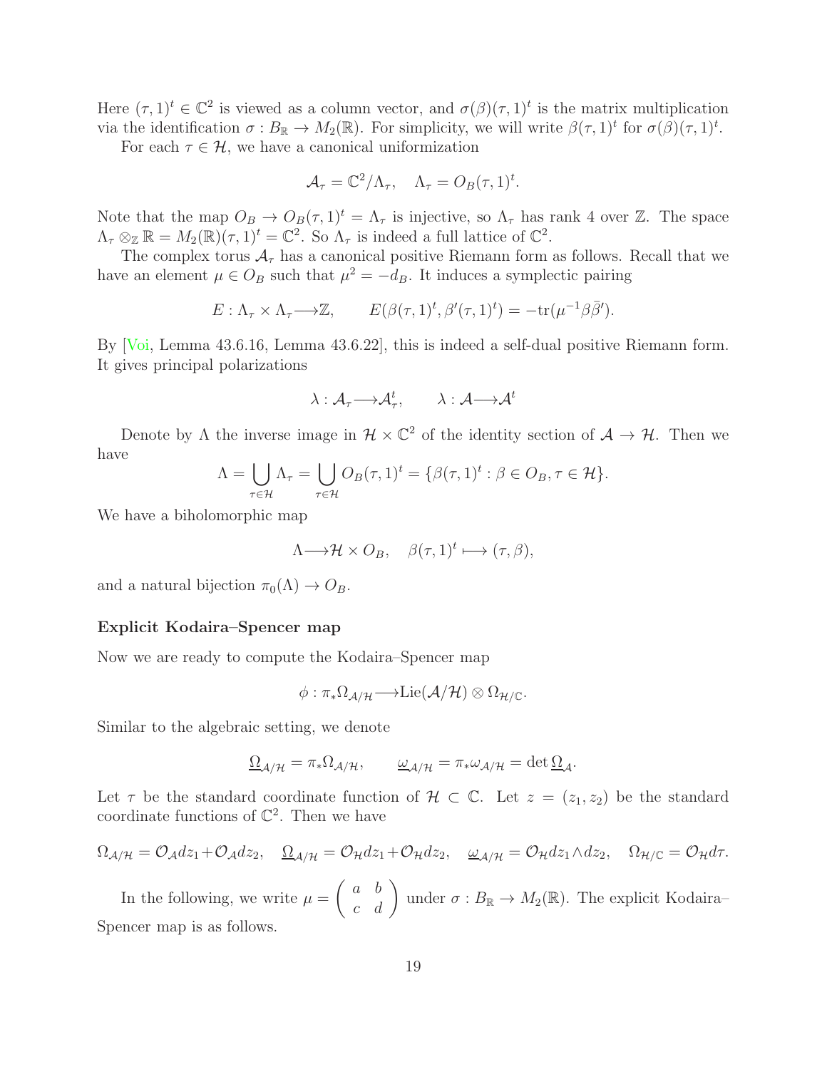Here $(\tau, 1)^t \in \mathbb{C}^2$ is viewed as a column vector, and $\sigma(\beta)(\tau, 1)^t$ is the matrix multiplication via the identification $\sigma : B_{\mathbb{R}} \to M_2(\mathbb{R})$. For simplicity, we will write $\beta(\tau, 1)^t$ for $\sigma(\beta)(\tau, 1)^t$.

For each $\tau \in \mathcal{H}$, we have a canonical uniformization

$$\mathcal{A}_\tau = \mathbb{C}^2/\Lambda_\tau, \quad \Lambda_\tau = O_B(\tau, 1)^t.$$

Note that the map $O_B \to O_B(\tau, 1)^t = \Lambda_\tau$ is injective, so $\Lambda_\tau$ has rank 4 over $\mathbb{Z}$. The space $\Lambda_\tau \otimes_{\mathbb{Z}} \mathbb{R} = M_2(\mathbb{R})(\tau, 1)^t = \mathbb{C}^2$. So $\Lambda_\tau$ is indeed a full lattice of $\mathbb{C}^2$.

The complex torus $\mathcal{A}_\tau$ has a canonical positive Riemann form as follows. Recall that we have an element $\mu \in O_B$ such that $\mu^2 = -d_B$. It induces a symplectic pairing

$$E : \Lambda_\tau \times \Lambda_\tau \longrightarrow \mathbb{Z}, \qquad E(\beta(\tau, 1)^t, \beta'(\tau, 1)^t) = -\mathrm{tr}(\mu^{-1}\beta\bar{\beta}').$$

By [Voi, Lemma 43.6.16, Lemma 43.6.22], this is indeed a self-dual positive Riemann form. It gives principal polarizations

$$\lambda : \mathcal{A}_\tau \longrightarrow \mathcal{A}_\tau^t, \qquad \lambda : \mathcal{A} \longrightarrow \mathcal{A}^t$$

Denote by $\Lambda$ the inverse image in $\mathcal{H} \times \mathbb{C}^2$ of the identity section of $\mathcal{A} \to \mathcal{H}$. Then we have

$$\Lambda = \bigcup_{\tau \in \mathcal{H}} \Lambda_\tau = \bigcup_{\tau \in \mathcal{H}} O_B(\tau, 1)^t = \{\beta(\tau, 1)^t : \beta \in O_B, \tau \in \mathcal{H}\}.$$

We have a biholomorphic map

$$\Lambda \longrightarrow \mathcal{H} \times O_B, \quad \beta(\tau, 1)^t \longmapsto (\tau, \beta),$$

and a natural bijection $\pi_0(\Lambda) \to O_B$.

**Explicit Kodaira–Spencer map**

Now we are ready to compute the Kodaira–Spencer map

$$\phi : \pi_*\Omega_{\mathcal{A}/\mathcal{H}} \longrightarrow \mathrm{Lie}(\mathcal{A}/\mathcal{H}) \otimes \Omega_{\mathcal{H}/\mathbb{C}}.$$

Similar to the algebraic setting, we denote

$$\underline{\Omega}_{\mathcal{A}/\mathcal{H}} = \pi_*\Omega_{\mathcal{A}/\mathcal{H}}, \qquad \underline{\omega}_{\mathcal{A}/\mathcal{H}} = \pi_*\omega_{\mathcal{A}/\mathcal{H}} = \det \underline{\Omega}_{\mathcal{A}}.$$

Let $\tau$ be the standard coordinate function of $\mathcal{H} \subset \mathbb{C}$. Let $z = (z_1, z_2)$ be the standard coordinate functions of $\mathbb{C}^2$. Then we have

$$\Omega_{\mathcal{A}/\mathcal{H}} = \mathcal{O}_{\mathcal{A}}dz_1 + \mathcal{O}_{\mathcal{A}}dz_2, \quad \underline{\Omega}_{\mathcal{A}/\mathcal{H}} = \mathcal{O}_{\mathcal{H}}dz_1 + \mathcal{O}_{\mathcal{H}}dz_2, \quad \underline{\omega}_{\mathcal{A}/\mathcal{H}} = \mathcal{O}_{\mathcal{H}}dz_1 \wedge dz_2, \quad \Omega_{\mathcal{H}/\mathbb{C}} = \mathcal{O}_{\mathcal{H}}d\tau.$$

In the following, we write $\mu = \begin{pmatrix} a & b \\ c & d \end{pmatrix}$ under $\sigma : B_{\mathbb{R}} \to M_2(\mathbb{R})$. The explicit Kodaira–Spencer map is as follows.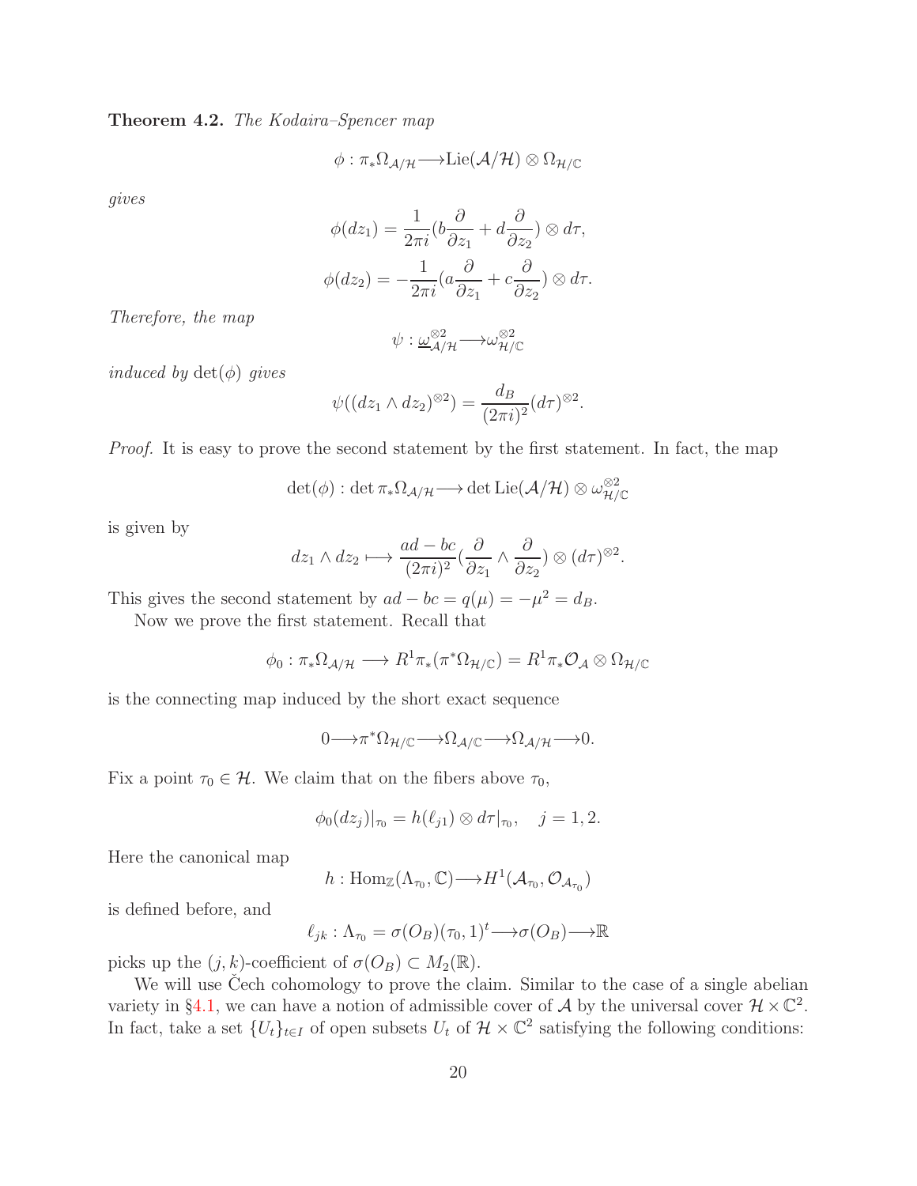**Theorem 4.2.** *The Kodaira–Spencer map*

$$\phi : \pi_*\Omega_{\mathcal{A}/\mathcal{H}} \longrightarrow \mathrm{Lie}(\mathcal{A}/\mathcal{H}) \otimes \Omega_{\mathcal{H}/\mathbb{C}}$$

*gives*

$$\phi(dz_1) = \frac{1}{2\pi i}(b\frac{\partial}{\partial z_1} + d\frac{\partial}{\partial z_2}) \otimes d\tau,$$

$$\phi(dz_2) = -\frac{1}{2\pi i}(a\frac{\partial}{\partial z_1} + c\frac{\partial}{\partial z_2}) \otimes d\tau.$$

*Therefore, the map*

$$\psi : \underline{\omega}^{\otimes 2}_{\mathcal{A}/\mathcal{H}} \longrightarrow \omega^{\otimes 2}_{\mathcal{H}/\mathbb{C}}$$

*induced by* $\det(\phi)$ *gives*

$$\psi((dz_1 \wedge dz_2)^{\otimes 2}) = \frac{d_B}{(2\pi i)^2}(d\tau)^{\otimes 2}.$$

*Proof.* It is easy to prove the second statement by the first statement. In fact, the map

$$\det(\phi) : \det \pi_*\Omega_{\mathcal{A}/\mathcal{H}} \longrightarrow \det \mathrm{Lie}(\mathcal{A}/\mathcal{H}) \otimes \omega^{\otimes 2}_{\mathcal{H}/\mathbb{C}}$$

is given by

$$dz_1 \wedge dz_2 \longmapsto \frac{ad - bc}{(2\pi i)^2}(\frac{\partial}{\partial z_1} \wedge \frac{\partial}{\partial z_2}) \otimes (d\tau)^{\otimes 2}.$$

This gives the second statement by $ad - bc = q(\mu) = -\mu^2 = d_B$.

Now we prove the first statement. Recall that

$$\phi_0 : \pi_*\Omega_{\mathcal{A}/\mathcal{H}} \longrightarrow R^1\pi_*(\pi^*\Omega_{\mathcal{H}/\mathbb{C}}) = R^1\pi_*\mathcal{O}_{\mathcal{A}} \otimes \Omega_{\mathcal{H}/\mathbb{C}}$$

is the connecting map induced by the short exact sequence

$$0 \longrightarrow \pi^*\Omega_{\mathcal{H}/\mathbb{C}} \longrightarrow \Omega_{\mathcal{A}/\mathbb{C}} \longrightarrow \Omega_{\mathcal{A}/\mathcal{H}} \longrightarrow 0.$$

Fix a point $\tau_0 \in \mathcal{H}$. We claim that on the fibers above $\tau_0$,

$$\phi_0(dz_j)|_{\tau_0} = h(\ell_{j1}) \otimes d\tau|_{\tau_0}, \quad j = 1, 2.$$

Here the canonical map

$$h : \mathrm{Hom}_{\mathbb{Z}}(\Lambda_{\tau_0}, \mathbb{C}) \longrightarrow H^1(\mathcal{A}_{\tau_0}, \mathcal{O}_{\mathcal{A}_{\tau_0}})$$

is defined before, and

$$\ell_{jk} : \Lambda_{\tau_0} = \sigma(O_B)(\tau_0, 1)^t \longrightarrow \sigma(O_B) \longrightarrow \mathbb{R}$$

picks up the $(j,k)$-coefficient of $\sigma(O_B) \subset M_2(\mathbb{R})$.

We will use Čech cohomology to prove the claim. Similar to the case of a single abelian variety in §4.1, we can have a notion of admissible cover of $\mathcal{A}$ by the universal cover $\mathcal{H} \times \mathbb{C}^2$. In fact, take a set $\{U_t\}_{t \in I}$ of open subsets $U_t$ of $\mathcal{H} \times \mathbb{C}^2$ satisfying the following conditions: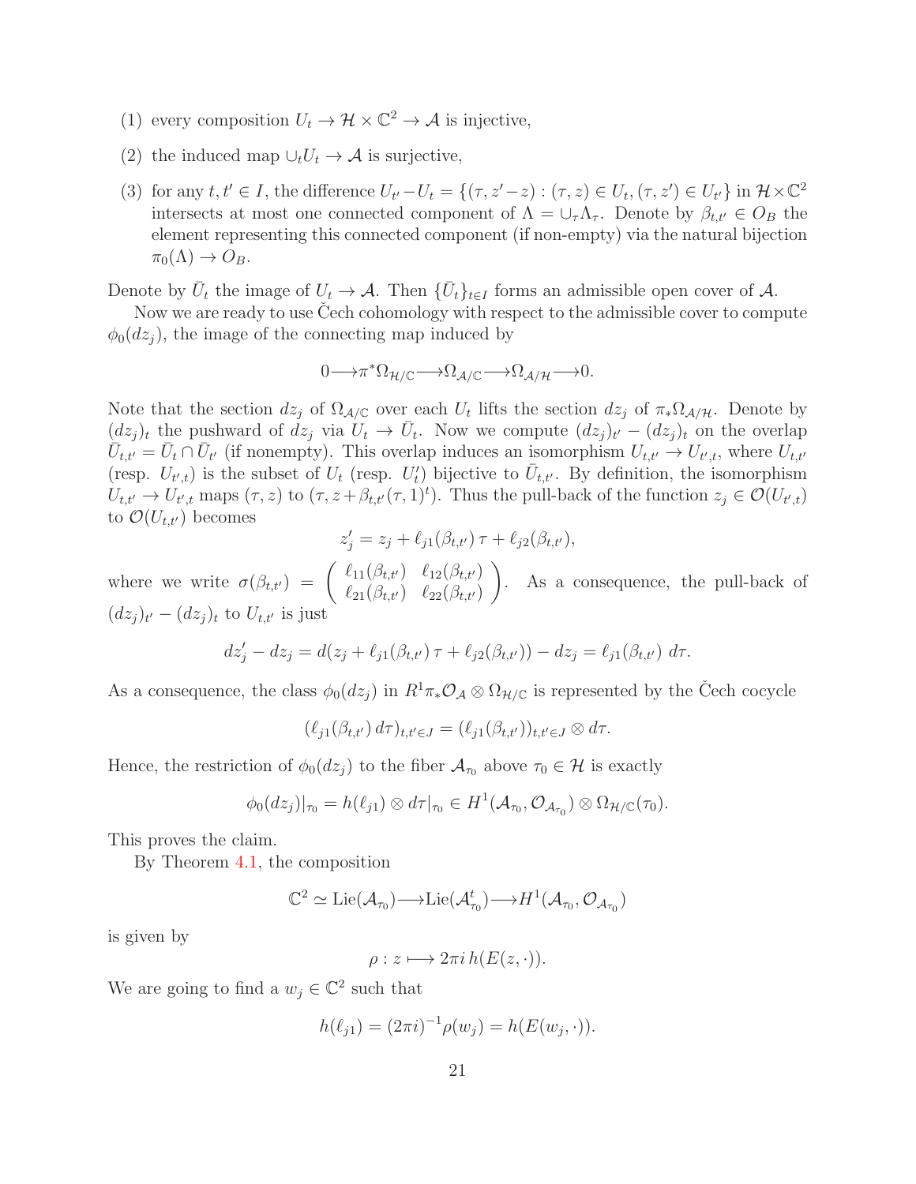(1) every composition $U_t \to \mathcal{H} \times \mathbb{C}^2 \to \mathcal{A}$ is injective,

(2) the induced map $\cup_t U_t \to \mathcal{A}$ is surjective,

(3) for any $t, t' \in I$, the difference $U_{t'} - U_t = \{(\tau, z' - z) : (\tau, z) \in U_t, (\tau, z') \in U_{t'}\}$ in $\mathcal{H} \times \mathbb{C}^2$ intersects at most one connected component of $\Lambda = \cup_\tau \Lambda_\tau$. Denote by $\beta_{t,t'} \in O_B$ the element representing this connected component (if non-empty) via the natural bijection $\pi_0(\Lambda) \to O_B$.

Denote by $\bar{U}_t$ the image of $U_t \to \mathcal{A}$. Then $\{\bar{U}_t\}_{t \in I}$ forms an admissible open cover of $\mathcal{A}$.

Now we are ready to use Čech cohomology with respect to the admissible cover to compute $\phi_0(dz_j)$, the image of the connecting map induced by

$$0 \longrightarrow \pi^* \Omega_{\mathcal{H}/\mathbb{C}} \longrightarrow \Omega_{\mathcal{A}/\mathbb{C}} \longrightarrow \Omega_{\mathcal{A}/\mathcal{H}} \longrightarrow 0.$$

Note that the section $dz_j$ of $\Omega_{\mathcal{A}/\mathbb{C}}$ over each $U_t$ lifts the section $dz_j$ of $\pi_* \Omega_{\mathcal{A}/\mathcal{H}}$. Denote by $(dz_j)_t$ the pushward of $dz_j$ via $U_t \to \bar{U}_t$. Now we compute $(dz_j)_{t'} - (dz_j)_t$ on the overlap $\bar{U}_{t,t'} = \bar{U}_t \cap \bar{U}_{t'}$ (if nonempty). This overlap induces an isomorphism $U_{t,t'} \to U_{t',t}$, where $U_{t,t'}$ (resp. $U_{t',t}$) is the subset of $U_t$ (resp. $U'_t$) bijective to $\bar{U}_{t,t'}$. By definition, the isomorphism $U_{t,t'} \to U_{t',t}$ maps $(\tau, z)$ to $(\tau, z + \beta_{t,t'}(\tau, 1)^t)$. Thus the pull-back of the function $z_j \in \mathcal{O}(U_{t',t})$ to $\mathcal{O}(U_{t,t'})$ becomes

$$z'_j = z_j + \ell_{j1}(\beta_{t,t'})\, \tau + \ell_{j2}(\beta_{t,t'}),$$

where we write $\sigma(\beta_{t,t'}) = \begin{pmatrix} \ell_{11}(\beta_{t,t'}) & \ell_{12}(\beta_{t,t'}) \\ \ell_{21}(\beta_{t,t'}) & \ell_{22}(\beta_{t,t'}) \end{pmatrix}$. As a consequence, the pull-back of $(dz_j)_{t'} - (dz_j)_t$ to $U_{t,t'}$ is just

$$dz'_j - dz_j = d(z_j + \ell_{j1}(\beta_{t,t'})\, \tau + \ell_{j2}(\beta_{t,t'})) - dz_j = \ell_{j1}(\beta_{t,t'})\; d\tau.$$

As a consequence, the class $\phi_0(dz_j)$ in $R^1 \pi_* \mathcal{O}_{\mathcal{A}} \otimes \Omega_{\mathcal{H}/\mathbb{C}}$ is represented by the Čech cocycle

$$(\ell_{j1}(\beta_{t,t'})\, d\tau)_{t,t' \in J} = (\ell_{j1}(\beta_{t,t'}))_{t,t' \in J} \otimes d\tau.$$

Hence, the restriction of $\phi_0(dz_j)$ to the fiber $\mathcal{A}_{\tau_0}$ above $\tau_0 \in \mathcal{H}$ is exactly

$$\phi_0(dz_j)|_{\tau_0} = h(\ell_{j1}) \otimes d\tau|_{\tau_0} \in H^1(\mathcal{A}_{\tau_0}, \mathcal{O}_{\mathcal{A}_{\tau_0}}) \otimes \Omega_{\mathcal{H}/\mathbb{C}}(\tau_0).$$

This proves the claim.

By Theorem 4.1, the composition

$$\mathbb{C}^2 \simeq \mathrm{Lie}(\mathcal{A}_{\tau_0}) \longrightarrow \mathrm{Lie}(\mathcal{A}^t_{\tau_0}) \longrightarrow H^1(\mathcal{A}_{\tau_0}, \mathcal{O}_{\mathcal{A}_{\tau_0}})$$

is given by

$$\rho : z \longmapsto 2\pi i\, h(E(z, \cdot)).$$

We are going to find a $w_j \in \mathbb{C}^2$ such that

$$h(\ell_{j1}) = (2\pi i)^{-1} \rho(w_j) = h(E(w_j, \cdot)).$$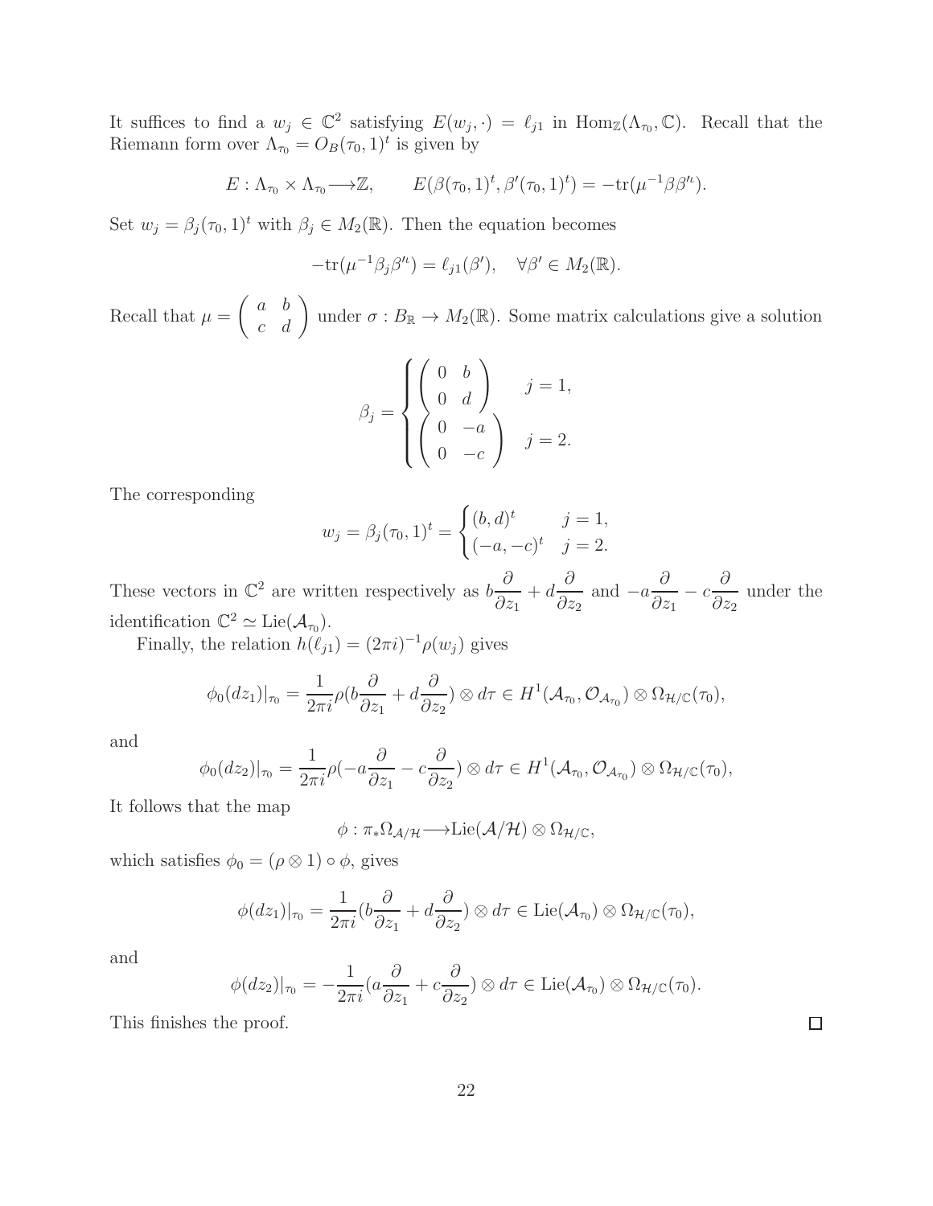It suffices to find a $w_j \in \mathbb{C}^2$ satisfying $E(w_j, \cdot) = \ell_{j1}$ in $\mathrm{Hom}_{\mathbb{Z}}(\Lambda_{\tau_0}, \mathbb{C})$. Recall that the Riemann form over $\Lambda_{\tau_0} = O_B(\tau_0, 1)^t$ is given by

$$E : \Lambda_{\tau_0} \times \Lambda_{\tau_0} \longrightarrow \mathbb{Z}, \qquad E(\beta(\tau_0, 1)^t, \beta'(\tau_0, 1)^t) = -\mathrm{tr}(\mu^{-1}\beta\beta'^{\iota}).$$

Set $w_j = \beta_j(\tau_0, 1)^t$ with $\beta_j \in M_2(\mathbb{R})$. Then the equation becomes

$$-\mathrm{tr}(\mu^{-1}\beta_j\beta'^{\iota}) = \ell_{j1}(\beta'), \quad \forall \beta' \in M_2(\mathbb{R}).$$

Recall that $\mu = \begin{pmatrix} a & b \\ c & d \end{pmatrix}$ under $\sigma : B_{\mathbb{R}} \to M_2(\mathbb{R})$. Some matrix calculations give a solution

$$\beta_j = \begin{cases} \begin{pmatrix} 0 & b \\ 0 & d \end{pmatrix} & j = 1, \\ \begin{pmatrix} 0 & -a \\ 0 & -c \end{pmatrix} & j = 2. \end{cases}$$

The corresponding

$$w_j = \beta_j(\tau_0, 1)^t = \begin{cases} (b, d)^t & j = 1, \\ (-a, -c)^t & j = 2. \end{cases}$$

These vectors in $\mathbb{C}^2$ are written respectively as $b\dfrac{\partial}{\partial z_1} + d\dfrac{\partial}{\partial z_2}$ and $-a\dfrac{\partial}{\partial z_1} - c\dfrac{\partial}{\partial z_2}$ under the identification $\mathbb{C}^2 \simeq \mathrm{Lie}(\mathcal{A}_{\tau_0})$.

Finally, the relation $h(\ell_{j1}) = (2\pi i)^{-1}\rho(w_j)$ gives

$$\phi_0(dz_1)|_{\tau_0} = \frac{1}{2\pi i}\rho(b\frac{\partial}{\partial z_1} + d\frac{\partial}{\partial z_2}) \otimes d\tau \in H^1(\mathcal{A}_{\tau_0}, \mathcal{O}_{\mathcal{A}_{\tau_0}}) \otimes \Omega_{\mathcal{H}/\mathbb{C}}(\tau_0),$$

and

$$\phi_0(dz_2)|_{\tau_0} = \frac{1}{2\pi i}\rho(-a\frac{\partial}{\partial z_1} - c\frac{\partial}{\partial z_2}) \otimes d\tau \in H^1(\mathcal{A}_{\tau_0}, \mathcal{O}_{\mathcal{A}_{\tau_0}}) \otimes \Omega_{\mathcal{H}/\mathbb{C}}(\tau_0),$$

It follows that the map

$$\phi : \pi_*\Omega_{\mathcal{A}/\mathcal{H}} \longrightarrow \mathrm{Lie}(\mathcal{A}/\mathcal{H}) \otimes \Omega_{\mathcal{H}/\mathbb{C}},$$

which satisfies $\phi_0 = (\rho \otimes 1) \circ \phi$, gives

$$\phi(dz_1)|_{\tau_0} = \frac{1}{2\pi i}(b\frac{\partial}{\partial z_1} + d\frac{\partial}{\partial z_2}) \otimes d\tau \in \mathrm{Lie}(\mathcal{A}_{\tau_0}) \otimes \Omega_{\mathcal{H}/\mathbb{C}}(\tau_0),$$

and

$$\phi(dz_2)|_{\tau_0} = -\frac{1}{2\pi i}(a\frac{\partial}{\partial z_1} + c\frac{\partial}{\partial z_2}) \otimes d\tau \in \mathrm{Lie}(\mathcal{A}_{\tau_0}) \otimes \Omega_{\mathcal{H}/\mathbb{C}}(\tau_0).$$

This finishes the proof. □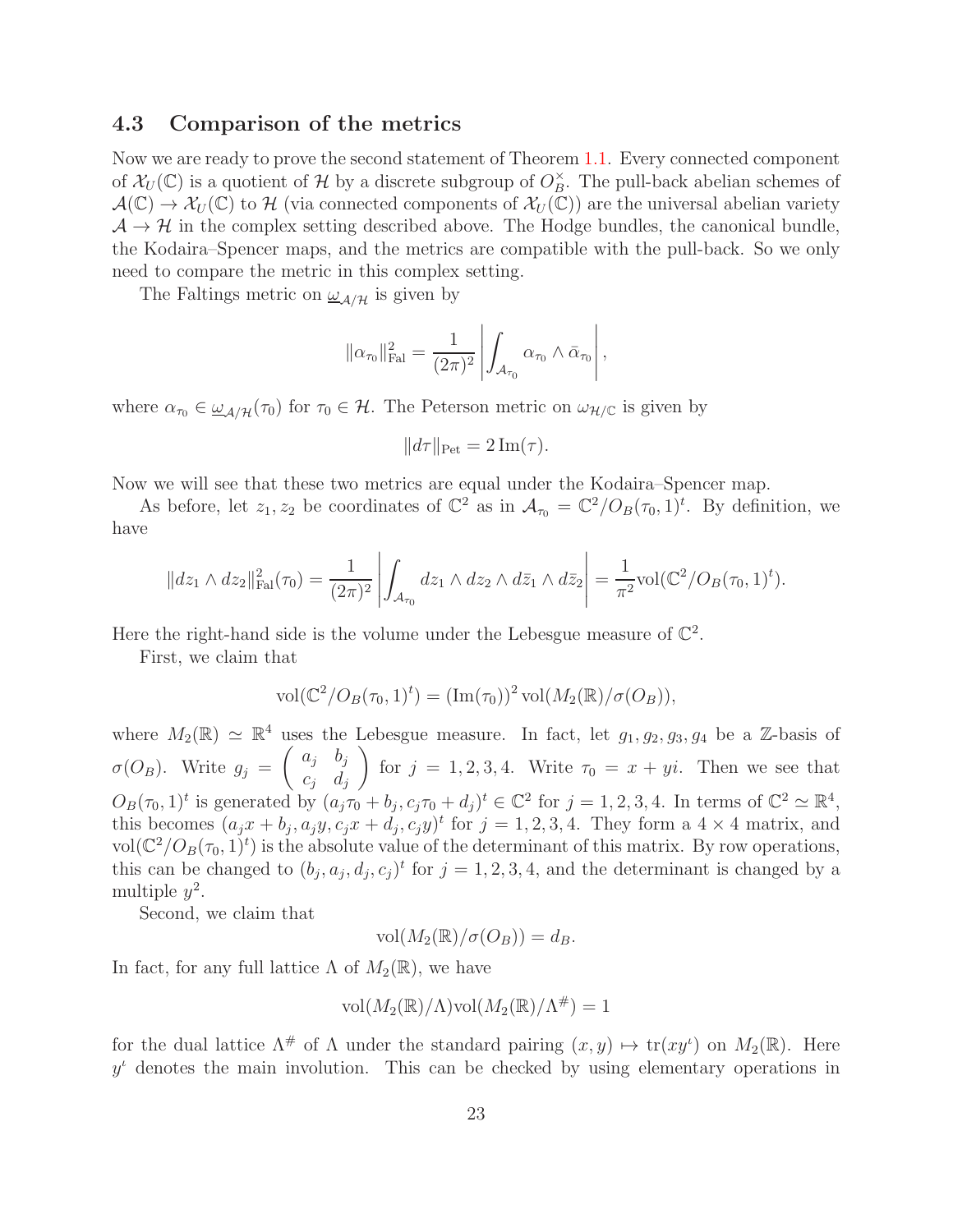### 4.3 Comparison of the metrics

Now we are ready to prove the second statement of Theorem 1.1. Every connected component of $\mathcal{X}_U(\mathbb{C})$ is a quotient of $\mathcal{H}$ by a discrete subgroup of $O_B^\times$. The pull-back abelian schemes of $\mathcal{A}(\mathbb{C}) \to \mathcal{X}_U(\mathbb{C})$ to $\mathcal{H}$ (via connected components of $\mathcal{X}_U(\mathbb{C})$) are the universal abelian variety $\mathcal{A} \to \mathcal{H}$ in the complex setting described above. The Hodge bundles, the canonical bundle, the Kodaira–Spencer maps, and the metrics are compatible with the pull-back. So we only need to compare the metric in this complex setting.

The Faltings metric on $\underline{\omega}_{\mathcal{A}/\mathcal{H}}$ is given by

$$\|\alpha_{\tau_0}\|^2_{\mathrm{Fal}} = \frac{1}{(2\pi)^2}\left|\int_{\mathcal{A}_{\tau_0}} \alpha_{\tau_0} \wedge \bar{\alpha}_{\tau_0}\right|,$$

where $\alpha_{\tau_0} \in \underline{\omega}_{\mathcal{A}/\mathcal{H}}(\tau_0)$ for $\tau_0 \in \mathcal{H}$. The Peterson metric on $\omega_{\mathcal{H}/\mathbb{C}}$ is given by

$$\|d\tau\|_{\mathrm{Pet}} = 2\,\mathrm{Im}(\tau).$$

Now we will see that these two metrics are equal under the Kodaira–Spencer map.

As before, let $z_1, z_2$ be coordinates of $\mathbb{C}^2$ as in $\mathcal{A}_{\tau_0} = \mathbb{C}^2/O_B(\tau_0, 1)^t$. By definition, we have

$$\|dz_1 \wedge dz_2\|^2_{\mathrm{Fal}}(\tau_0) = \frac{1}{(2\pi)^2}\left|\int_{\mathcal{A}_{\tau_0}} dz_1 \wedge dz_2 \wedge d\bar{z}_1 \wedge d\bar{z}_2\right| = \frac{1}{\pi^2}\mathrm{vol}(\mathbb{C}^2/O_B(\tau_0, 1)^t).$$

Here the right-hand side is the volume under the Lebesgue measure of $\mathbb{C}^2$.

First, we claim that

$$\mathrm{vol}(\mathbb{C}^2/O_B(\tau_0, 1)^t) = (\mathrm{Im}(\tau_0))^2\,\mathrm{vol}(M_2(\mathbb{R})/\sigma(O_B)),$$

where $M_2(\mathbb{R}) \simeq \mathbb{R}^4$ uses the Lebesgue measure. In fact, let $g_1, g_2, g_3, g_4$ be a $\mathbb{Z}$-basis of $\sigma(O_B)$. Write $g_j = \begin{pmatrix} a_j & b_j \\ c_j & d_j \end{pmatrix}$ for $j = 1, 2, 3, 4$. Write $\tau_0 = x + yi$. Then we see that $O_B(\tau_0, 1)^t$ is generated by $(a_j\tau_0 + b_j, c_j\tau_0 + d_j)^t \in \mathbb{C}^2$ for $j = 1, 2, 3, 4$. In terms of $\mathbb{C}^2 \simeq \mathbb{R}^4$, this becomes $(a_jx + b_j, a_jy, c_jx + d_j, c_jy)^t$ for $j = 1, 2, 3, 4$. They form a $4 \times 4$ matrix, and $\mathrm{vol}(\mathbb{C}^2/O_B(\tau_0, 1)^t)$ is the absolute value of the determinant of this matrix. By row operations, this can be changed to $(b_j, a_j, d_j, c_j)^t$ for $j = 1, 2, 3, 4$, and the determinant is changed by a multiple $y^2$.

Second, we claim that

$$\mathrm{vol}(M_2(\mathbb{R})/\sigma(O_B)) = d_B.$$

In fact, for any full lattice $\Lambda$ of $M_2(\mathbb{R})$, we have

$$\mathrm{vol}(M_2(\mathbb{R})/\Lambda)\mathrm{vol}(M_2(\mathbb{R})/\Lambda^{\#}) = 1$$

for the dual lattice $\Lambda^{\#}$ of $\Lambda$ under the standard pairing $(x, y) \mapsto \mathrm{tr}(xy^{\iota})$ on $M_2(\mathbb{R})$. Here $y^{\iota}$ denotes the main involution. This can be checked by using elementary operations in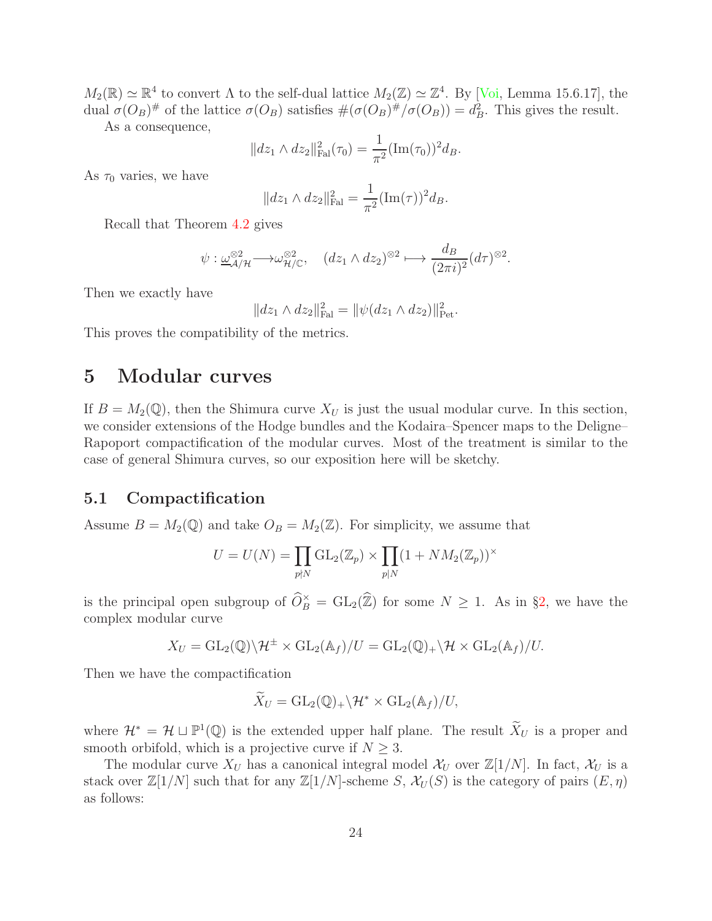$M_2(\mathbb{R}) \simeq \mathbb{R}^4$ to convert $\Lambda$ to the self-dual lattice $M_2(\mathbb{Z}) \simeq \mathbb{Z}^4$. By [Voi, Lemma 15.6.17], the dual $\sigma(O_B)^\#$ of the lattice $\sigma(O_B)$ satisfies $\#(\sigma(O_B)^\#/\sigma(O_B)) = d_B^2$. This gives the result.

As a consequence,

$$\|dz_1 \wedge dz_2\|^2_{\mathrm{Fal}}(\tau_0) = \frac{1}{\pi^2}(\mathrm{Im}(\tau_0))^2 d_B.$$

As $\tau_0$ varies, we have

$$\|dz_1 \wedge dz_2\|^2_{\mathrm{Fal}} = \frac{1}{\pi^2}(\mathrm{Im}(\tau))^2 d_B.$$

Recall that Theorem 4.2 gives

$$\psi : \underline{\omega}^{\otimes 2}_{\mathcal{A}/\mathcal{H}} \longrightarrow \omega^{\otimes 2}_{\mathcal{H}/\mathbb{C}}, \quad (dz_1 \wedge dz_2)^{\otimes 2} \longmapsto \frac{d_B}{(2\pi i)^2}(d\tau)^{\otimes 2}.$$

Then we exactly have

$$\|dz_1 \wedge dz_2\|^2_{\mathrm{Fal}} = \|\psi(dz_1 \wedge dz_2)\|^2_{\mathrm{Pet}}.$$

This proves the compatibility of the metrics.

# 5 Modular curves

If $B = M_2(\mathbb{Q})$, then the Shimura curve $X_U$ is just the usual modular curve. In this section, we consider extensions of the Hodge bundles and the Kodaira–Spencer maps to the Deligne–Rapoport compactification of the modular curves. Most of the treatment is similar to the case of general Shimura curves, so our exposition here will be sketchy.

## 5.1 Compactification

Assume $B = M_2(\mathbb{Q})$ and take $O_B = M_2(\mathbb{Z})$. For simplicity, we assume that

$$U = U(N) = \prod_{p \nmid N} \mathrm{GL}_2(\mathbb{Z}_p) \times \prod_{p \mid N} (1 + NM_2(\mathbb{Z}_p))^\times$$

is the principal open subgroup of $\widehat{O}_B^\times = \mathrm{GL}_2(\widehat{\mathbb{Z}})$ for some $N \geq 1$. As in §2, we have the complex modular curve

$$X_U = \mathrm{GL}_2(\mathbb{Q})\backslash\mathcal{H}^\pm \times \mathrm{GL}_2(\mathbb{A}_f)/U = \mathrm{GL}_2(\mathbb{Q})_+\backslash\mathcal{H} \times \mathrm{GL}_2(\mathbb{A}_f)/U.$$

Then we have the compactification

$$\widetilde{X}_U = \mathrm{GL}_2(\mathbb{Q})_+\backslash\mathcal{H}^* \times \mathrm{GL}_2(\mathbb{A}_f)/U,$$

where $\mathcal{H}^* = \mathcal{H} \sqcup \mathbb{P}^1(\mathbb{Q})$ is the extended upper half plane. The result $\widetilde{X}_U$ is a proper and smooth orbifold, which is a projective curve if $N \geq 3$.

The modular curve $X_U$ has a canonical integral model $\mathcal{X}_U$ over $\mathbb{Z}[1/N]$. In fact, $\mathcal{X}_U$ is a stack over $\mathbb{Z}[1/N]$ such that for any $\mathbb{Z}[1/N]$-scheme $S$, $\mathcal{X}_U(S)$ is the category of pairs $(E, \eta)$ as follows: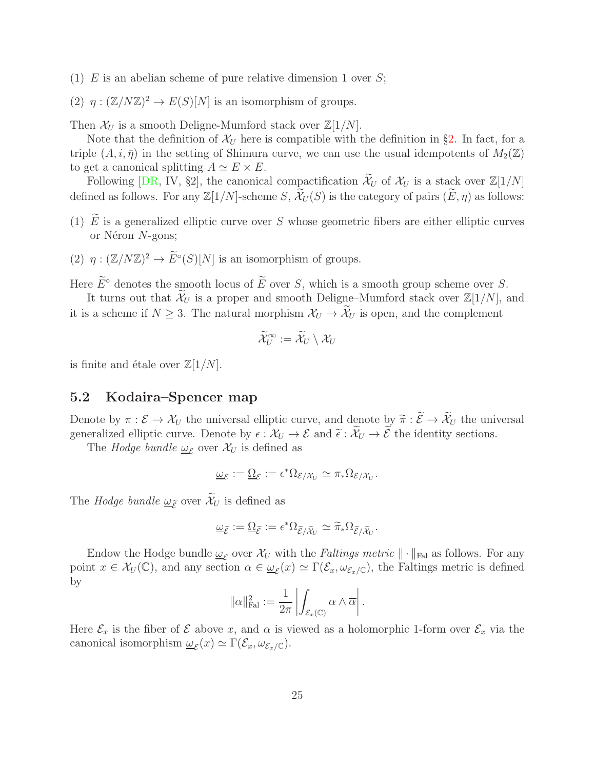(1) $E$ is an abelian scheme of pure relative dimension 1 over $S$;

(2) $\eta : (\mathbb{Z}/N\mathbb{Z})^2 \to E(S)[N]$ is an isomorphism of groups.

Then $\mathcal{X}_U$ is a smooth Deligne-Mumford stack over $\mathbb{Z}[1/N]$.

Note that the definition of $\mathcal{X}_U$ here is compatible with the definition in §2. In fact, for a triple $(A, i, \bar{\eta})$ in the setting of Shimura curve, we can use the usual idempotents of $M_2(\mathbb{Z})$ to get a canonical splitting $A \simeq E \times E$.

Following [DR, IV, §2], the canonical compactification $\widetilde{\mathcal{X}}_U$ of $\mathcal{X}_U$ is a stack over $\mathbb{Z}[1/N]$ defined as follows. For any $\mathbb{Z}[1/N]$-scheme $S$, $\widetilde{\mathcal{X}}_U(S)$ is the category of pairs $(\widetilde{E}, \eta)$ as follows:

(1) $\widetilde{E}$ is a generalized elliptic curve over $S$ whose geometric fibers are either elliptic curves or Néron $N$-gons;

(2) $\eta : (\mathbb{Z}/N\mathbb{Z})^2 \to \widetilde{E}^\circ(S)[N]$ is an isomorphism of groups.

Here $\widetilde{E}^\circ$ denotes the smooth locus of $\widetilde{E}$ over $S$, which is a smooth group scheme over $S$.

It turns out that $\widetilde{\mathcal{X}}_U$ is a proper and smooth Deligne–Mumford stack over $\mathbb{Z}[1/N]$, and it is a scheme if $N \geq 3$. The natural morphism $\mathcal{X}_U \to \widetilde{\mathcal{X}}_U$ is open, and the complement

$$\widetilde{\mathcal{X}}_U^\infty := \widetilde{\mathcal{X}}_U \setminus \mathcal{X}_U$$

is finite and étale over $\mathbb{Z}[1/N]$.

## 5.2 Kodaira–Spencer map

Denote by $\pi : \mathcal{E} \to \mathcal{X}_U$ the universal elliptic curve, and denote by $\widetilde{\pi} : \widetilde{\mathcal{E}} \to \widetilde{\mathcal{X}}_U$ the universal generalized elliptic curve. Denote by $\epsilon : \mathcal{X}_U \to \mathcal{E}$ and $\widetilde{\epsilon} : \widetilde{\mathcal{X}}_U \to \widetilde{\mathcal{E}}$ the identity sections.

The *Hodge bundle* $\underline{\omega}_{\mathcal{E}}$ over $\mathcal{X}_U$ is defined as

$$\underline{\omega}_{\mathcal{E}} := \underline{\Omega}_{\mathcal{E}} := \epsilon^* \Omega_{\mathcal{E}/\mathcal{X}_U} \simeq \pi_* \Omega_{\mathcal{E}/\mathcal{X}_U}.$$

The *Hodge bundle* $\underline{\omega}_{\widetilde{\mathcal{E}}}$ over $\widetilde{\mathcal{X}}_U$ is defined as

$$\underline{\omega}_{\widetilde{\mathcal{E}}} := \underline{\Omega}_{\widetilde{\mathcal{E}}} := \epsilon^* \Omega_{\widetilde{\mathcal{E}}/\widetilde{\mathcal{X}}_U} \simeq \widetilde{\pi}_* \Omega_{\widetilde{\mathcal{E}}/\widetilde{\mathcal{X}}_U}.$$

Endow the Hodge bundle $\underline{\omega}_{\mathcal{E}}$ over $\mathcal{X}_U$ with the *Faltings metric* $\|\cdot\|_{\mathrm{Fal}}$ as follows. For any point $x \in \mathcal{X}_U(\mathbb{C})$, and any section $\alpha \in \underline{\omega}_{\mathcal{E}}(x) \simeq \Gamma(\mathcal{E}_x, \omega_{\mathcal{E}_x/\mathbb{C}})$, the Faltings metric is defined by

$$\|\alpha\|^2_{\mathrm{Fal}} := \frac{1}{2\pi} \left| \int_{\mathcal{E}_x(\mathbb{C})} \alpha \wedge \overline{\alpha} \right|.$$

Here $\mathcal{E}_x$ is the fiber of $\mathcal{E}$ above $x$, and $\alpha$ is viewed as a holomorphic 1-form over $\mathcal{E}_x$ via the canonical isomorphism $\underline{\omega}_{\mathcal{E}}(x) \simeq \Gamma(\mathcal{E}_x, \omega_{\mathcal{E}_x/\mathbb{C}})$.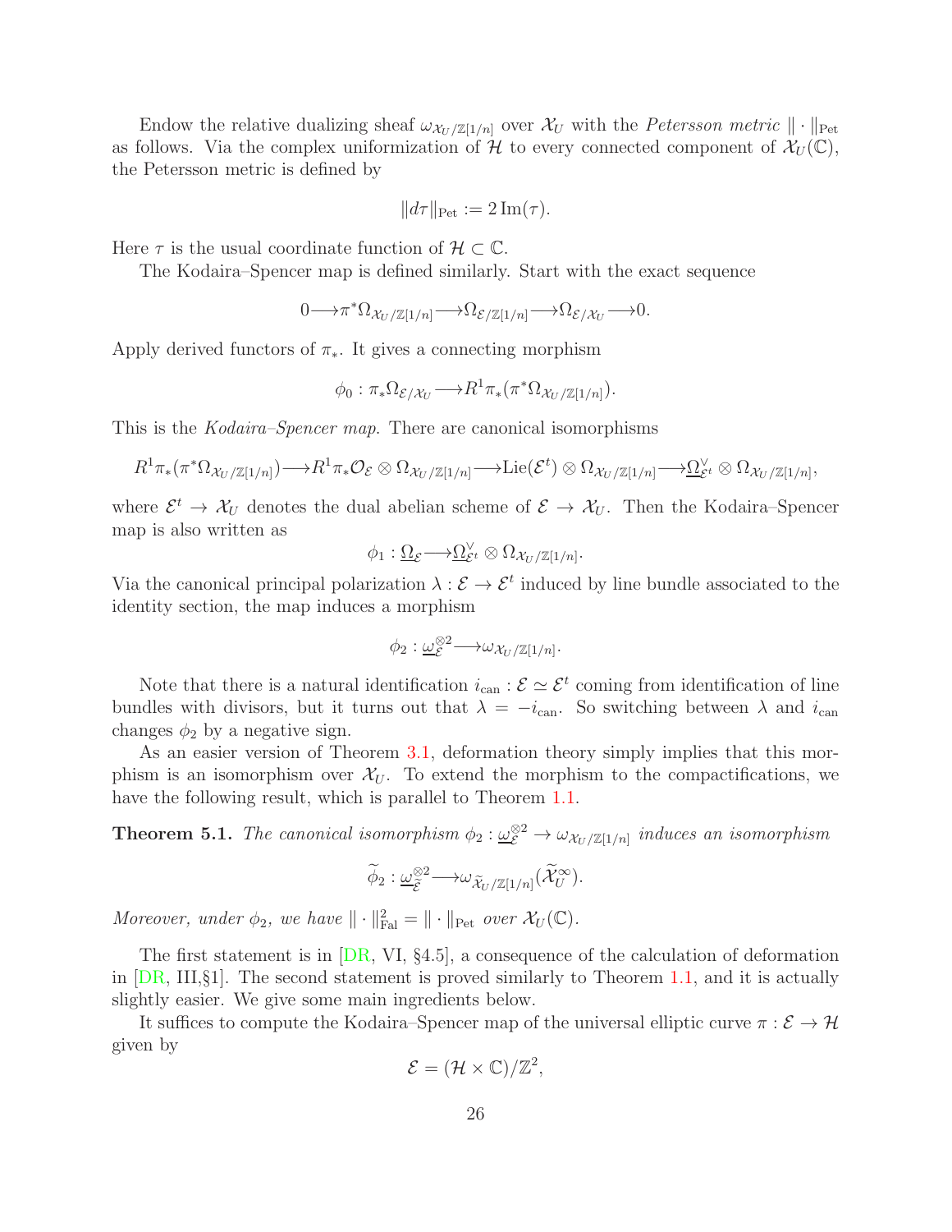Endow the relative dualizing sheaf $\omega_{\mathcal{X}_U/\mathbb{Z}[1/n]}$ over $\mathcal{X}_U$ with the *Petersson metric* $\|\cdot\|_{\mathrm{Pet}}$ as follows. Via the complex uniformization of $\mathcal{H}$ to every connected component of $\mathcal{X}_U(\mathbb{C})$, the Petersson metric is defined by

$$\|d\tau\|_{\mathrm{Pet}} := 2\,\mathrm{Im}(\tau).$$

Here $\tau$ is the usual coordinate function of $\mathcal{H} \subset \mathbb{C}$.

The Kodaira–Spencer map is defined similarly. Start with the exact sequence

$$0 \longrightarrow \pi^*\Omega_{\mathcal{X}_U/\mathbb{Z}[1/n]} \longrightarrow \Omega_{\mathcal{E}/\mathbb{Z}[1/n]} \longrightarrow \Omega_{\mathcal{E}/\mathcal{X}_U} \longrightarrow 0.$$

Apply derived functors of $\pi_*$. It gives a connecting morphism

$$\phi_0 : \pi_*\Omega_{\mathcal{E}/\mathcal{X}_U} \longrightarrow R^1\pi_*(\pi^*\Omega_{\mathcal{X}_U/\mathbb{Z}[1/n]}).$$

This is the *Kodaira–Spencer map*. There are canonical isomorphisms

$$R^1\pi_*(\pi^*\Omega_{\mathcal{X}_U/\mathbb{Z}[1/n]}) \longrightarrow R^1\pi_*\mathcal{O}_{\mathcal{E}} \otimes \Omega_{\mathcal{X}_U/\mathbb{Z}[1/n]} \longrightarrow \mathrm{Lie}(\mathcal{E}^t) \otimes \Omega_{\mathcal{X}_U/\mathbb{Z}[1/n]} \longrightarrow \underline{\Omega}_{\mathcal{E}^t}^\vee \otimes \Omega_{\mathcal{X}_U/\mathbb{Z}[1/n]},$$

where $\mathcal{E}^t \to \mathcal{X}_U$ denotes the dual abelian scheme of $\mathcal{E} \to \mathcal{X}_U$. Then the Kodaira–Spencer map is also written as

$$\phi_1 : \underline{\Omega}_{\mathcal{E}} \longrightarrow \underline{\Omega}_{\mathcal{E}^t}^\vee \otimes \Omega_{\mathcal{X}_U/\mathbb{Z}[1/n]}.$$

Via the canonical principal polarization $\lambda : \mathcal{E} \to \mathcal{E}^t$ induced by line bundle associated to the identity section, the map induces a morphism

$$\phi_2 : \underline{\omega}_{\mathcal{E}}^{\otimes 2} \longrightarrow \omega_{\mathcal{X}_U/\mathbb{Z}[1/n]}.$$

Note that there is a natural identification $i_{\mathrm{can}} : \mathcal{E} \simeq \mathcal{E}^t$ coming from identification of line bundles with divisors, but it turns out that $\lambda = -i_{\mathrm{can}}$. So switching between $\lambda$ and $i_{\mathrm{can}}$ changes $\phi_2$ by a negative sign.

As an easier version of Theorem 3.1, deformation theory simply implies that this morphism is an isomorphism over $\mathcal{X}_U$. To extend the morphism to the compactifications, we have the following result, which is parallel to Theorem 1.1.

**Theorem 5.1.** *The canonical isomorphism $\phi_2 : \underline{\omega}_{\mathcal{E}}^{\otimes 2} \to \omega_{\mathcal{X}_U/\mathbb{Z}[1/n]}$ induces an isomorphism*

$$\widetilde{\phi}_2 : \underline{\omega}_{\widetilde{\mathcal{E}}}^{\otimes 2} \longrightarrow \omega_{\widetilde{\mathcal{X}}_U/\mathbb{Z}[1/n]}(\widetilde{\mathcal{X}}_U^\infty).$$

*Moreover, under $\phi_2$, we have $\|\cdot\|_{\mathrm{Fal}}^2 = \|\cdot\|_{\mathrm{Pet}}$ over $\mathcal{X}_U(\mathbb{C})$.*

The first statement is in [DR, VI, §4.5], a consequence of the calculation of deformation in [DR, III,§1]. The second statement is proved similarly to Theorem 1.1, and it is actually slightly easier. We give some main ingredients below.

It suffices to compute the Kodaira–Spencer map of the universal elliptic curve $\pi : \mathcal{E} \to \mathcal{H}$ given by

$$\mathcal{E} = (\mathcal{H} \times \mathbb{C})/\mathbb{Z}^2,$$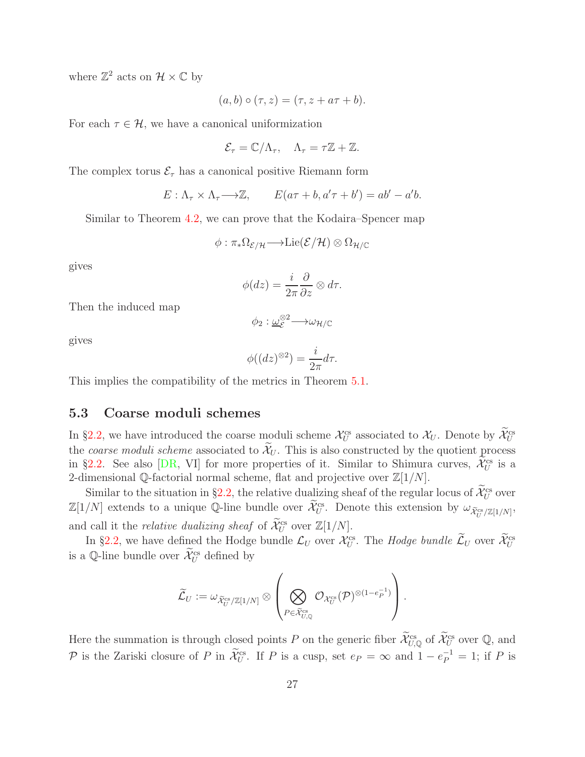where $\mathbb{Z}^2$ acts on $\mathcal{H} \times \mathbb{C}$ by

$$(a, b) \circ (\tau, z) = (\tau, z + a\tau + b).$$

For each $\tau \in \mathcal{H}$, we have a canonical uniformization

$$\mathcal{E}_\tau = \mathbb{C}/\Lambda_\tau, \quad \Lambda_\tau = \tau\mathbb{Z} + \mathbb{Z}.$$

The complex torus $\mathcal{E}_\tau$ has a canonical positive Riemann form

$$E : \Lambda_\tau \times \Lambda_\tau \longrightarrow \mathbb{Z}, \qquad E(a\tau + b, a'\tau + b') = ab' - a'b.$$

Similar to Theorem 4.2, we can prove that the Kodaira–Spencer map

$$\phi : \pi_* \Omega_{\mathcal{E}/\mathcal{H}} \longrightarrow \mathrm{Lie}(\mathcal{E}/\mathcal{H}) \otimes \Omega_{\mathcal{H}/\mathbb{C}}$$

gives

$$\phi(dz) = \frac{i}{2\pi} \frac{\partial}{\partial z} \otimes d\tau.$$

Then the induced map

$$\phi_2 : \underline{\omega}_{\mathcal{E}}^{\otimes 2} \longrightarrow \omega_{\mathcal{H}/\mathbb{C}}$$

gives

$$\phi((dz)^{\otimes 2}) = \frac{i}{2\pi} d\tau.$$

This implies the compatibility of the metrics in Theorem 5.1.

## 5.3 Coarse moduli schemes

In §2.2, we have introduced the coarse moduli scheme $\mathcal{X}_U^{\mathrm{cs}}$ associated to $\mathcal{X}_U$. Denote by $\widetilde{\mathcal{X}}_U^{\mathrm{cs}}$ the *coarse moduli scheme* associated to $\widetilde{\mathcal{X}}_U$. This is also constructed by the quotient process in §2.2. See also [DR, VI] for more properties of it. Similar to Shimura curves, $\widetilde{\mathcal{X}}_U^{\mathrm{cs}}$ is a 2-dimensional $\mathbb{Q}$-factorial normal scheme, flat and projective over $\mathbb{Z}[1/N]$.

Similar to the situation in §2.2, the relative dualizing sheaf of the regular locus of $\widetilde{\mathcal{X}}_U^{\mathrm{cs}}$ over $\mathbb{Z}[1/N]$ extends to a unique $\mathbb{Q}$-line bundle over $\widetilde{\mathcal{X}}_U^{\mathrm{cs}}$. Denote this extension by $\omega_{\widetilde{\mathcal{X}}_U^{\mathrm{cs}}/\mathbb{Z}[1/N]}$, and call it the *relative dualizing sheaf* of $\widetilde{\mathcal{X}}_U^{\mathrm{cs}}$ over $\mathbb{Z}[1/N]$.

In §2.2, we have defined the Hodge bundle $\mathcal{L}_U$ over $\mathcal{X}_U^{\mathrm{cs}}$. The *Hodge bundle* $\widetilde{\mathcal{L}}_U$ over $\widetilde{\mathcal{X}}_U^{\mathrm{cs}}$ is a $\mathbb{Q}$-line bundle over $\widetilde{\mathcal{X}}_U^{\mathrm{cs}}$ defined by

$$\widetilde{\mathcal{L}}_U := \omega_{\widetilde{\mathcal{X}}_U^{\mathrm{cs}}/\mathbb{Z}[1/N]} \otimes \left( \bigotimes_{P \in \widetilde{\mathcal{X}}_{U,\mathbb{Q}}^{\mathrm{cs}}} \mathcal{O}_{\mathcal{X}_U^{\mathrm{cs}}}(\mathcal{P})^{\otimes(1-e_P^{-1})} \right).$$

Here the summation is through closed points $P$ on the generic fiber $\widetilde{\mathcal{X}}_{U,\mathbb{Q}}^{\mathrm{cs}}$ of $\widetilde{\mathcal{X}}_U^{\mathrm{cs}}$ over $\mathbb{Q}$, and $\mathcal{P}$ is the Zariski closure of $P$ in $\widetilde{\mathcal{X}}_U^{\mathrm{cs}}$. If $P$ is a cusp, set $e_P = \infty$ and $1 - e_P^{-1} = 1$; if $P$ is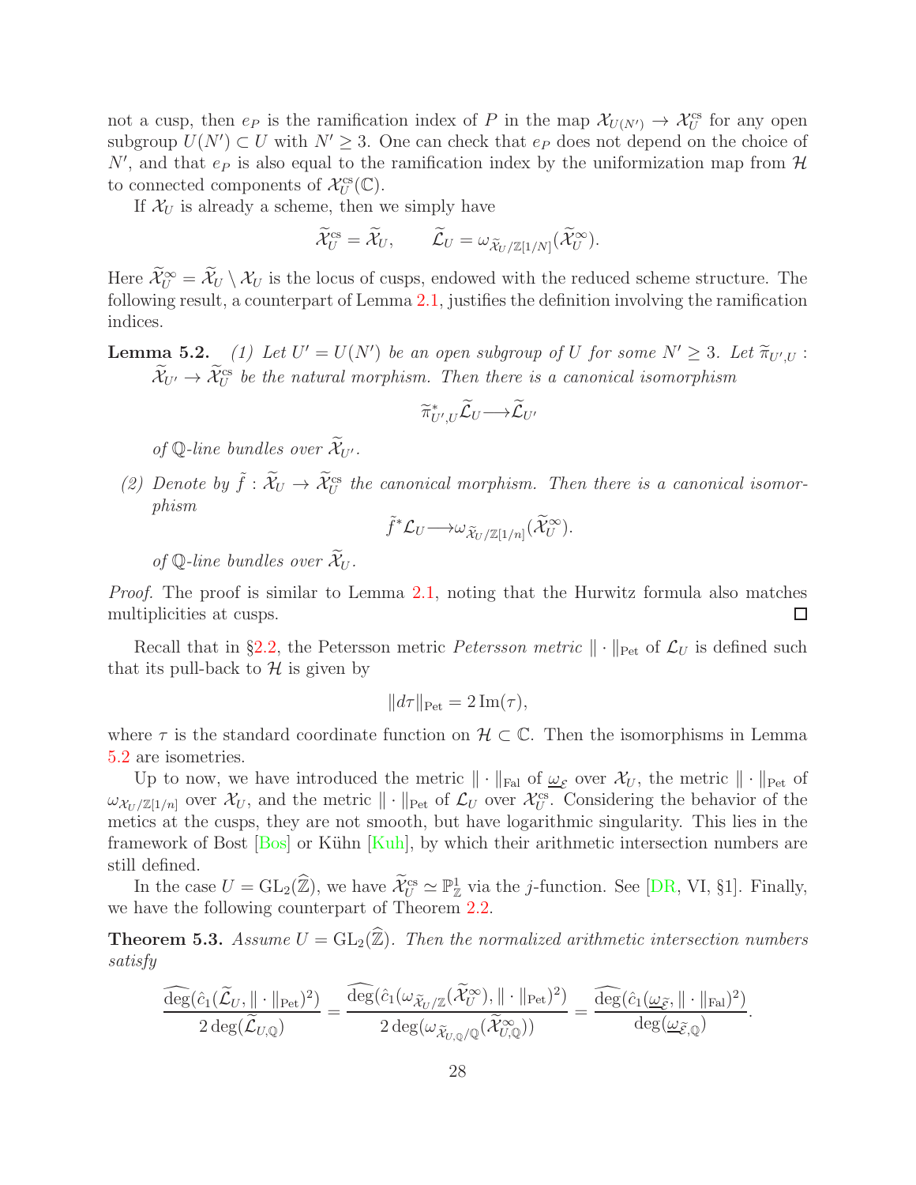not a cusp, then $e_P$ is the ramification index of $P$ in the map $\mathcal{X}_{U(N')} \to \mathcal{X}_U^{\rm cs}$ for any open subgroup $U(N') \subset U$ with $N' \geq 3$. One can check that $e_P$ does not depend on the choice of $N'$, and that $e_P$ is also equal to the ramification index by the uniformization map from $\mathcal{H}$ to connected components of $\mathcal{X}_U^{\rm cs}(\mathbb{C})$.

If $\mathcal{X}_U$ is already a scheme, then we simply have

$$\widetilde{\mathcal{X}}_U^{\rm cs} = \widetilde{\mathcal{X}}_U, \qquad \widetilde{\mathcal{L}}_U = \omega_{\widetilde{\mathcal{X}}_U/\mathbb{Z}[1/N]}(\widetilde{\mathcal{X}}_U^{\infty}).$$

Here $\widetilde{\mathcal{X}}_U^{\infty} = \widetilde{\mathcal{X}}_U \setminus \mathcal{X}_U$ is the locus of cusps, endowed with the reduced scheme structure. The following result, a counterpart of Lemma 2.1, justifies the definition involving the ramification indices.

**Lemma 5.2.** *(1) Let $U' = U(N')$ be an open subgroup of $U$ for some $N' \geq 3$. Let $\widetilde{\pi}_{U',U} : \widetilde{\mathcal{X}}_{U'} \to \widetilde{\mathcal{X}}_U^{\rm cs}$ be the natural morphism. Then there is a canonical isomorphism*

$$\widetilde{\pi}_{U',U}^{*}\widetilde{\mathcal{L}}_U \longrightarrow \widetilde{\mathcal{L}}_{U'}$$

*of $\mathbb{Q}$-line bundles over $\widetilde{\mathcal{X}}_{U'}$.*

*(2) Denote by $\tilde{f} : \widetilde{\mathcal{X}}_U \to \widetilde{\mathcal{X}}_U^{\rm cs}$ the canonical morphism. Then there is a canonical isomorphism*

$$\tilde{f}^{*}\mathcal{L}_U \longrightarrow \omega_{\widetilde{\mathcal{X}}_U/\mathbb{Z}[1/n]}(\widetilde{\mathcal{X}}_U^{\infty}).$$

*of $\mathbb{Q}$-line bundles over $\widetilde{\mathcal{X}}_U$.*

*Proof.* The proof is similar to Lemma 2.1, noting that the Hurwitz formula also matches multiplicities at cusps. $\square$

Recall that in §2.2, the Petersson metric *Petersson metric* $\|\cdot\|_{\rm Pet}$ of $\mathcal{L}_U$ is defined such that its pull-back to $\mathcal{H}$ is given by

$$\|d\tau\|_{\rm Pet} = 2\,{\rm Im}(\tau),$$

where $\tau$ is the standard coordinate function on $\mathcal{H} \subset \mathbb{C}$. Then the isomorphisms in Lemma 5.2 are isometries.

Up to now, we have introduced the metric $\|\cdot\|_{\rm Fal}$ of $\underline{\omega_{\mathcal{E}}}$ over $\mathcal{X}_U$, the metric $\|\cdot\|_{\rm Pet}$ of $\omega_{\mathcal{X}_U/\mathbb{Z}[1/n]}$ over $\mathcal{X}_U$, and the metric $\|\cdot\|_{\rm Pet}$ of $\mathcal{L}_U$ over $\mathcal{X}_U^{\rm cs}$. Considering the behavior of the metics at the cusps, they are not smooth, but have logarithmic singularity. This lies in the framework of Bost [Bos] or Kühn [Kuh], by which their arithmetic intersection numbers are still defined.

In the case $U = {\rm GL}_2(\widehat{\mathbb{Z}})$, we have $\widetilde{\mathcal{X}}_U^{\rm cs} \simeq \mathbb{P}^1_{\mathbb{Z}}$ via the $j$-function. See [DR, VI, §1]. Finally, we have the following counterpart of Theorem 2.2.

**Theorem 5.3.** *Assume $U = {\rm GL}_2(\widehat{\mathbb{Z}})$. Then the normalized arithmetic intersection numbers satisfy*

$$\frac{\widehat{\deg}(\hat{c}_1(\widetilde{\mathcal{L}}_U, \|\cdot\|_{\rm Pet})^2)}{2\deg(\widetilde{\mathcal{L}}_{U,\mathbb{Q}})} = \frac{\widehat{\deg}(\hat{c}_1(\omega_{\widetilde{\mathcal{X}}_U/\mathbb{Z}}(\widetilde{\mathcal{X}}_U^{\infty}), \|\cdot\|_{\rm Pet})^2)}{2\deg(\omega_{\widetilde{\mathcal{X}}_{U,\mathbb{Q}}/\mathbb{Q}}(\widetilde{\mathcal{X}}_{U,\mathbb{Q}}^{\infty}))} = \frac{\widehat{\deg}(\hat{c}_1(\underline{\omega_{\widetilde{\mathcal{E}}}}, \|\cdot\|_{\rm Fal})^2)}{\deg(\underline{\omega_{\widetilde{\mathcal{E}},\mathbb{Q}}})}.$$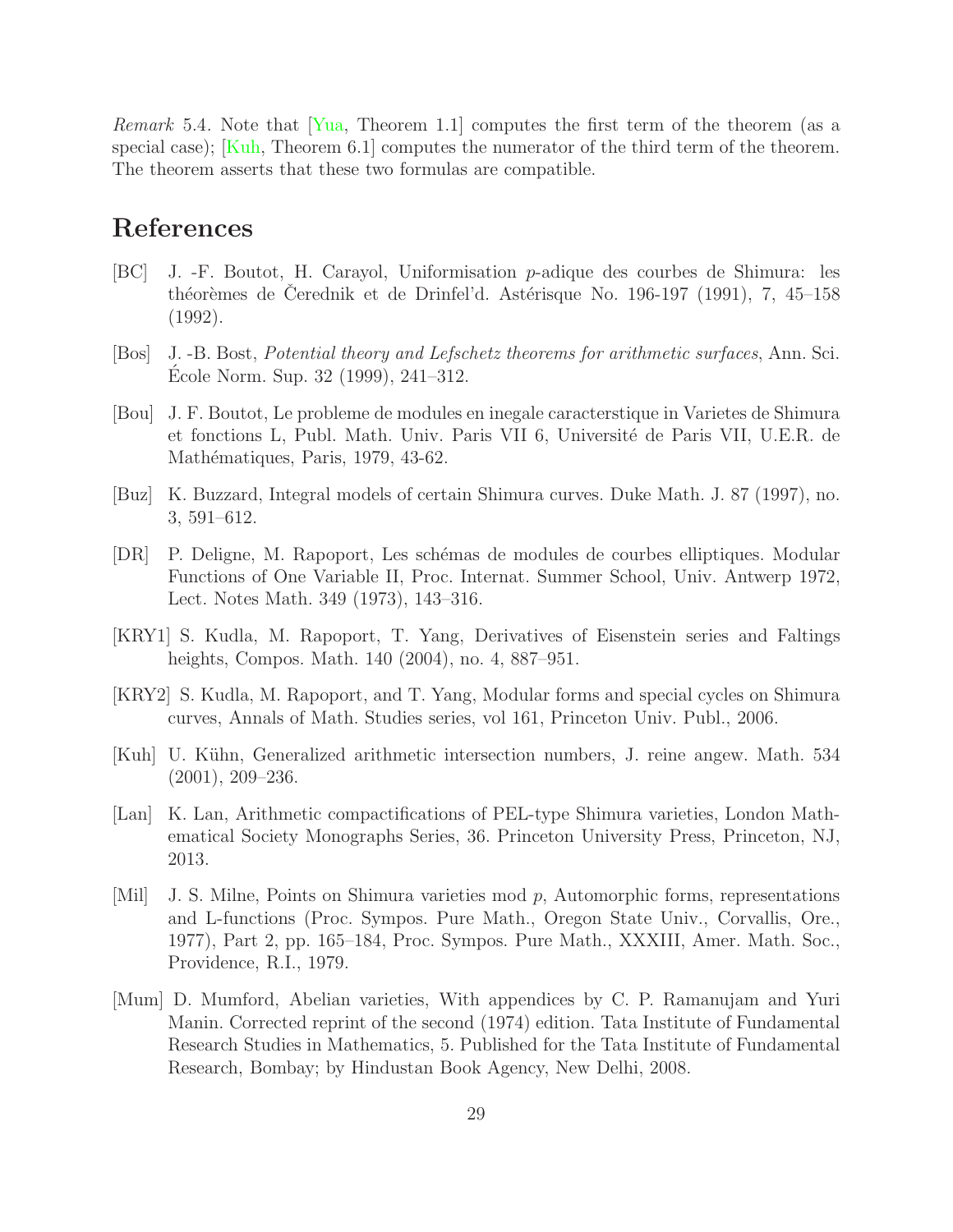*Remark* 5.4. Note that [Yua, Theorem 1.1] computes the first term of the theorem (as a special case); [Kuh, Theorem 6.1] computes the numerator of the third term of the theorem. The theorem asserts that these two formulas are compatible.

# References

[BC] J. -F. Boutot, H. Carayol, Uniformisation $p$-adique des courbes de Shimura: les théorèmes de Čerednik et de Drinfel'd. Astérisque No. 196-197 (1991), 7, 45–158 (1992).

[Bos] J. -B. Bost, *Potential theory and Lefschetz theorems for arithmetic surfaces*, Ann. Sci. École Norm. Sup. 32 (1999), 241–312.

[Bou] J. F. Boutot, Le probleme de modules en inegale caracterstique in Varietes de Shimura et fonctions L, Publ. Math. Univ. Paris VII 6, Université de Paris VII, U.E.R. de Mathématiques, Paris, 1979, 43-62.

[Buz] K. Buzzard, Integral models of certain Shimura curves. Duke Math. J. 87 (1997), no. 3, 591–612.

[DR] P. Deligne, M. Rapoport, Les schémas de modules de courbes elliptiques. Modular Functions of One Variable II, Proc. Internat. Summer School, Univ. Antwerp 1972, Lect. Notes Math. 349 (1973), 143–316.

[KRY1] S. Kudla, M. Rapoport, T. Yang, Derivatives of Eisenstein series and Faltings heights, Compos. Math. 140 (2004), no. 4, 887–951.

[KRY2] S. Kudla, M. Rapoport, and T. Yang, Modular forms and special cycles on Shimura curves, Annals of Math. Studies series, vol 161, Princeton Univ. Publ., 2006.

[Kuh] U. Kühn, Generalized arithmetic intersection numbers, J. reine angew. Math. 534 (2001), 209–236.

[Lan] K. Lan, Arithmetic compactifications of PEL-type Shimura varieties, London Mathematical Society Monographs Series, 36. Princeton University Press, Princeton, NJ, 2013.

[Mil] J. S. Milne, Points on Shimura varieties mod $p$, Automorphic forms, representations and L-functions (Proc. Sympos. Pure Math., Oregon State Univ., Corvallis, Ore., 1977), Part 2, pp. 165–184, Proc. Sympos. Pure Math., XXXIII, Amer. Math. Soc., Providence, R.I., 1979.

[Mum] D. Mumford, Abelian varieties, With appendices by C. P. Ramanujam and Yuri Manin. Corrected reprint of the second (1974) edition. Tata Institute of Fundamental Research Studies in Mathematics, 5. Published for the Tata Institute of Fundamental Research, Bombay; by Hindustan Book Agency, New Delhi, 2008.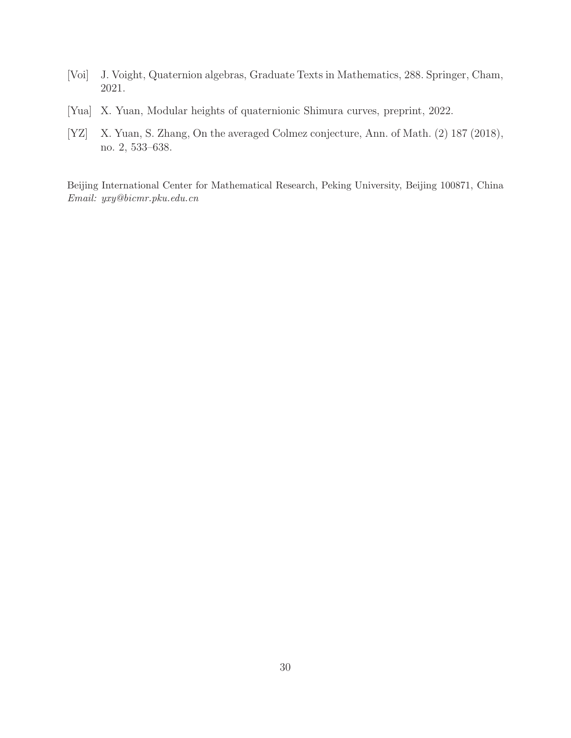[Voi] J. Voight, Quaternion algebras, Graduate Texts in Mathematics, 288. Springer, Cham, 2021.

[Yua] X. Yuan, Modular heights of quaternionic Shimura curves, preprint, 2022.

[YZ] X. Yuan, S. Zhang, On the averaged Colmez conjecture, Ann. of Math. (2) 187 (2018), no. 2, 533–638.

Beijing International Center for Mathematical Research, Peking University, Beijing 100871, China
*Email: yxy@bicmr.pku.edu.cn*